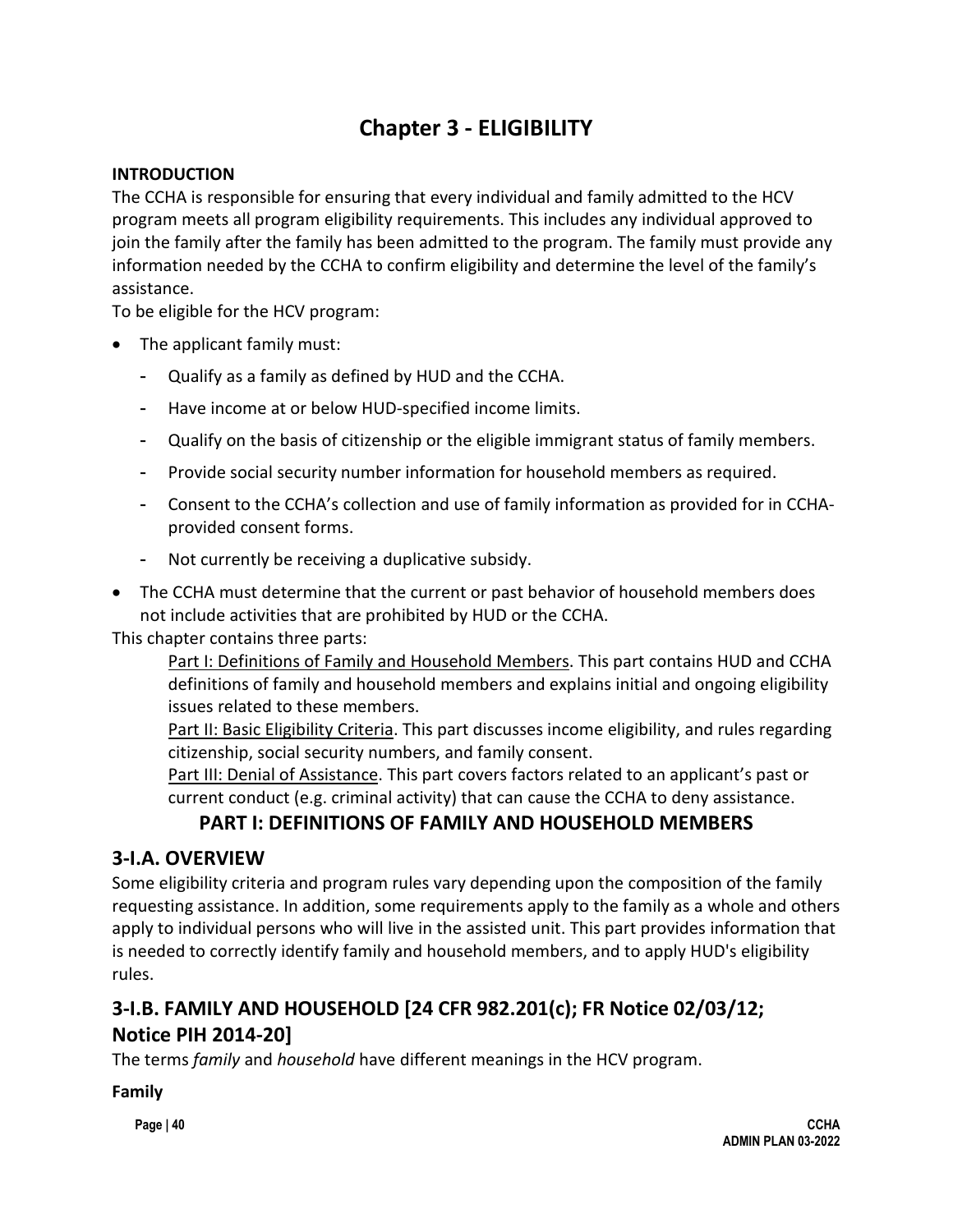# Chapter 3 - ELIGIBILITY

**INTRODUCTION**

The CCHA is responsible for ensuring that every individual and family admitted to the HCV program meets all program eligibility requirements. This includes any individual approved to join the family after the family has been admitted to the program. The family must provide any information needed by the CCHA to confirm eligibility and determine the level of the family's assistance.

To be eligible for the HCV program:

- The applicant family must:
  - Qualify as a family as defined by HUD and the CCHA.
  - Have income at or below HUD-specified income limits.
  - Qualify on the basis of citizenship or the eligible immigrant status of family members.
  - Provide social security number information for household members as required.
  - Consent to the CCHA's collection and use of family information as provided for in CCHA-provided consent forms.
  - Not currently be receiving a duplicative subsidy.
- The CCHA must determine that the current or past behavior of household members does not include activities that are prohibited by HUD or the CCHA.

This chapter contains three parts:

Part I: Definitions of Family and Household Members. This part contains HUD and CCHA definitions of family and household members and explains initial and ongoing eligibility issues related to these members.

Part II: Basic Eligibility Criteria. This part discusses income eligibility, and rules regarding citizenship, social security numbers, and family consent.

Part III: Denial of Assistance. This part covers factors related to an applicant's past or current conduct (e.g. criminal activity) that can cause the CCHA to deny assistance.

## PART I: DEFINITIONS OF FAMILY AND HOUSEHOLD MEMBERS

## 3-I.A. OVERVIEW

Some eligibility criteria and program rules vary depending upon the composition of the family requesting assistance. In addition, some requirements apply to the family as a whole and others apply to individual persons who will live in the assisted unit. This part provides information that is needed to correctly identify family and household members, and to apply HUD's eligibility rules.

## 3-I.B. FAMILY AND HOUSEHOLD [24 CFR 982.201(c); FR Notice 02/03/12; Notice PIH 2014-20]

The terms *family* and *household* have different meanings in the HCV program.

**Family**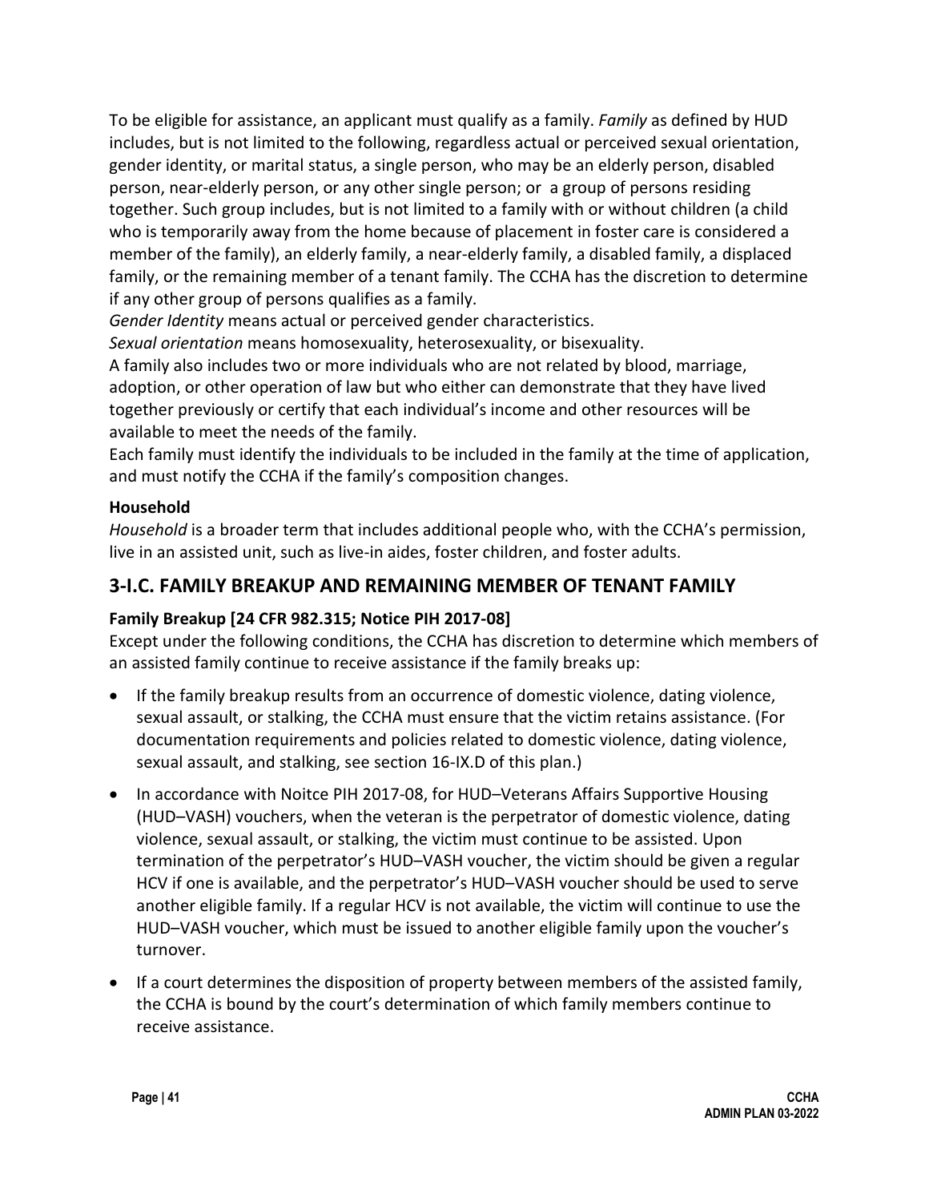To be eligible for assistance, an applicant must qualify as a family. *Family* as defined by HUD includes, but is not limited to the following, regardless actual or perceived sexual orientation, gender identity, or marital status, a single person, who may be an elderly person, disabled person, near-elderly person, or any other single person; or a group of persons residing together. Such group includes, but is not limited to a family with or without children (a child who is temporarily away from the home because of placement in foster care is considered a member of the family), an elderly family, a near-elderly family, a disabled family, a displaced family, or the remaining member of a tenant family. The CCHA has the discretion to determine if any other group of persons qualifies as a family.

*Gender Identity* means actual or perceived gender characteristics.

*Sexual orientation* means homosexuality, heterosexuality, or bisexuality.

A family also includes two or more individuals who are not related by blood, marriage, adoption, or other operation of law but who either can demonstrate that they have lived together previously or certify that each individual's income and other resources will be available to meet the needs of the family.

Each family must identify the individuals to be included in the family at the time of application, and must notify the CCHA if the family's composition changes.

**Household**

*Household* is a broader term that includes additional people who, with the CCHA's permission, live in an assisted unit, such as live-in aides, foster children, and foster adults.

## 3-I.C. FAMILY BREAKUP AND REMAINING MEMBER OF TENANT FAMILY

**Family Breakup [24 CFR 982.315; Notice PIH 2017-08]**

Except under the following conditions, the CCHA has discretion to determine which members of an assisted family continue to receive assistance if the family breaks up:

- If the family breakup results from an occurrence of domestic violence, dating violence, sexual assault, or stalking, the CCHA must ensure that the victim retains assistance. (For documentation requirements and policies related to domestic violence, dating violence, sexual assault, and stalking, see section 16-IX.D of this plan.)
- In accordance with Noitce PIH 2017-08, for HUD–Veterans Affairs Supportive Housing (HUD–VASH) vouchers, when the veteran is the perpetrator of domestic violence, dating violence, sexual assault, or stalking, the victim must continue to be assisted. Upon termination of the perpetrator's HUD–VASH voucher, the victim should be given a regular HCV if one is available, and the perpetrator's HUD–VASH voucher should be used to serve another eligible family. If a regular HCV is not available, the victim will continue to use the HUD–VASH voucher, which must be issued to another eligible family upon the voucher's turnover.
- If a court determines the disposition of property between members of the assisted family, the CCHA is bound by the court's determination of which family members continue to receive assistance.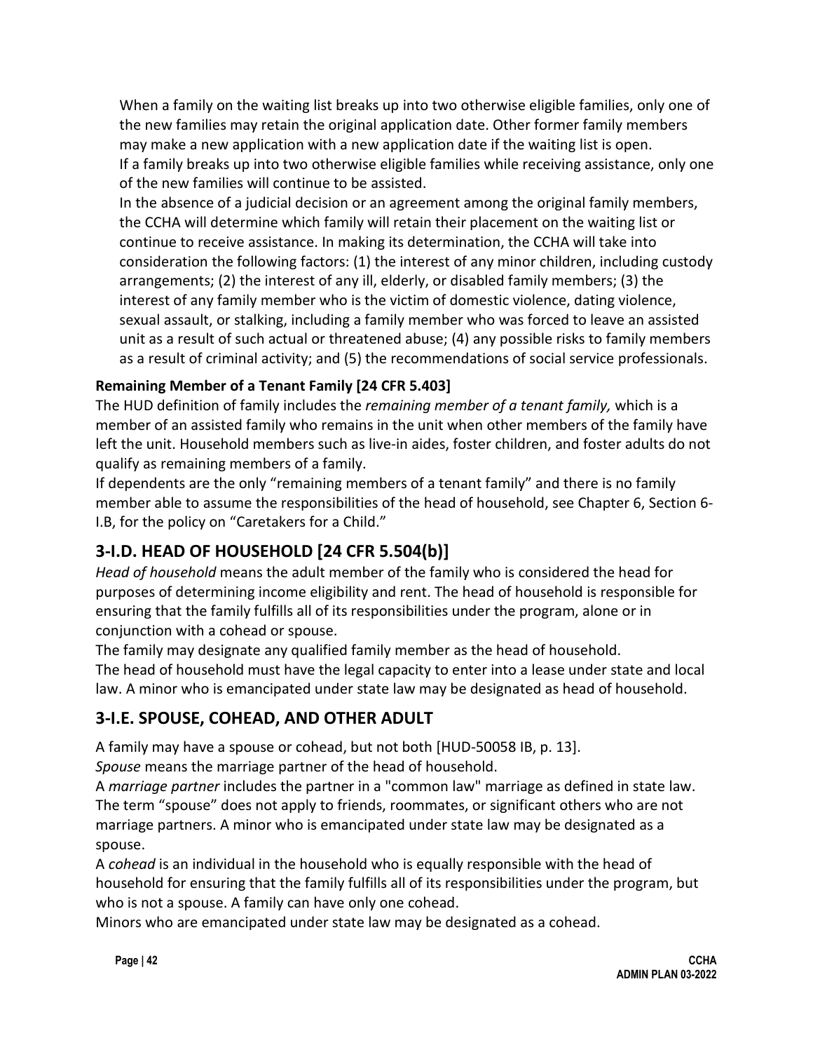When a family on the waiting list breaks up into two otherwise eligible families, only one of the new families may retain the original application date. Other former family members may make a new application with a new application date if the waiting list is open.

If a family breaks up into two otherwise eligible families while receiving assistance, only one of the new families will continue to be assisted.

In the absence of a judicial decision or an agreement among the original family members, the CCHA will determine which family will retain their placement on the waiting list or continue to receive assistance. In making its determination, the CCHA will take into consideration the following factors: (1) the interest of any minor children, including custody arrangements; (2) the interest of any ill, elderly, or disabled family members; (3) the interest of any family member who is the victim of domestic violence, dating violence, sexual assault, or stalking, including a family member who was forced to leave an assisted unit as a result of such actual or threatened abuse; (4) any possible risks to family members as a result of criminal activity; and (5) the recommendations of social service professionals.

**Remaining Member of a Tenant Family [24 CFR 5.403]**

The HUD definition of family includes the *remaining member of a tenant family,* which is a member of an assisted family who remains in the unit when other members of the family have left the unit. Household members such as live-in aides, foster children, and foster adults do not qualify as remaining members of a family.

If dependents are the only "remaining members of a tenant family" and there is no family member able to assume the responsibilities of the head of household, see Chapter 6, Section 6-I.B, for the policy on "Caretakers for a Child."

## 3-I.D. HEAD OF HOUSEHOLD [24 CFR 5.504(b)]

*Head of household* means the adult member of the family who is considered the head for purposes of determining income eligibility and rent. The head of household is responsible for ensuring that the family fulfills all of its responsibilities under the program, alone or in conjunction with a cohead or spouse.

The family may designate any qualified family member as the head of household.

The head of household must have the legal capacity to enter into a lease under state and local law. A minor who is emancipated under state law may be designated as head of household.

## 3-I.E. SPOUSE, COHEAD, AND OTHER ADULT

A family may have a spouse or cohead, but not both [HUD-50058 IB, p. 13].

*Spouse* means the marriage partner of the head of household.

A *marriage partner* includes the partner in a "common law" marriage as defined in state law. The term "spouse" does not apply to friends, roommates, or significant others who are not marriage partners. A minor who is emancipated under state law may be designated as a spouse.

A *cohead* is an individual in the household who is equally responsible with the head of household for ensuring that the family fulfills all of its responsibilities under the program, but who is not a spouse. A family can have only one cohead.

Minors who are emancipated under state law may be designated as a cohead.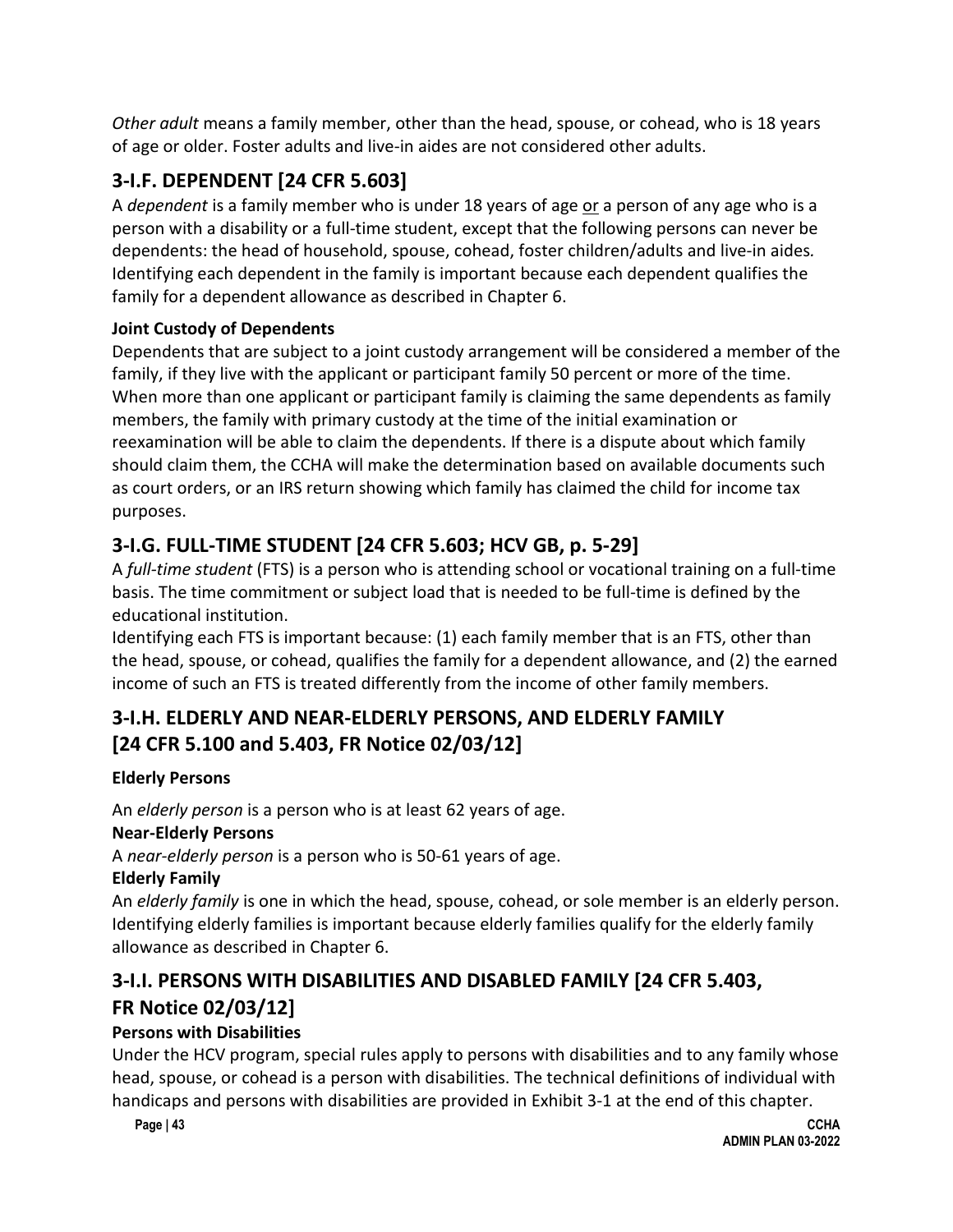*Other adult* means a family member, other than the head, spouse, or cohead, who is 18 years of age or older. Foster adults and live-in aides are not considered other adults.

## 3-I.F. DEPENDENT [24 CFR 5.603]

A *dependent* is a family member who is under 18 years of age <u>or</u> a person of any age who is a person with a disability or a full-time student, except that the following persons can never be dependents: the head of household, spouse, cohead, foster children/adults and live-in aides. Identifying each dependent in the family is important because each dependent qualifies the family for a dependent allowance as described in Chapter 6.

#### Joint Custody of Dependents

Dependents that are subject to a joint custody arrangement will be considered a member of the family, if they live with the applicant or participant family 50 percent or more of the time. When more than one applicant or participant family is claiming the same dependents as family members, the family with primary custody at the time of the initial examination or reexamination will be able to claim the dependents. If there is a dispute about which family should claim them, the CCHA will make the determination based on available documents such as court orders, or an IRS return showing which family has claimed the child for income tax purposes.

## 3-I.G. FULL-TIME STUDENT [24 CFR 5.603; HCV GB, p. 5-29]

A *full-time student* (FTS) is a person who is attending school or vocational training on a full-time basis. The time commitment or subject load that is needed to be full-time is defined by the educational institution.

Identifying each FTS is important because: (1) each family member that is an FTS, other than the head, spouse, or cohead, qualifies the family for a dependent allowance, and (2) the earned income of such an FTS is treated differently from the income of other family members.

## 3-I.H. ELDERLY AND NEAR-ELDERLY PERSONS, AND ELDERLY FAMILY [24 CFR 5.100 and 5.403, FR Notice 02/03/12]

#### Elderly Persons

An *elderly person* is a person who is at least 62 years of age.

#### Near-Elderly Persons

A *near-elderly person* is a person who is 50-61 years of age.

#### Elderly Family

An *elderly family* is one in which the head, spouse, cohead, or sole member is an elderly person. Identifying elderly families is important because elderly families qualify for the elderly family allowance as described in Chapter 6.

## 3-I.I. PERSONS WITH DISABILITIES AND DISABLED FAMILY [24 CFR 5.403, FR Notice 02/03/12]

#### Persons with Disabilities

Under the HCV program, special rules apply to persons with disabilities and to any family whose head, spouse, or cohead is a person with disabilities. The technical definitions of individual with handicaps and persons with disabilities are provided in Exhibit 3-1 at the end of this chapter.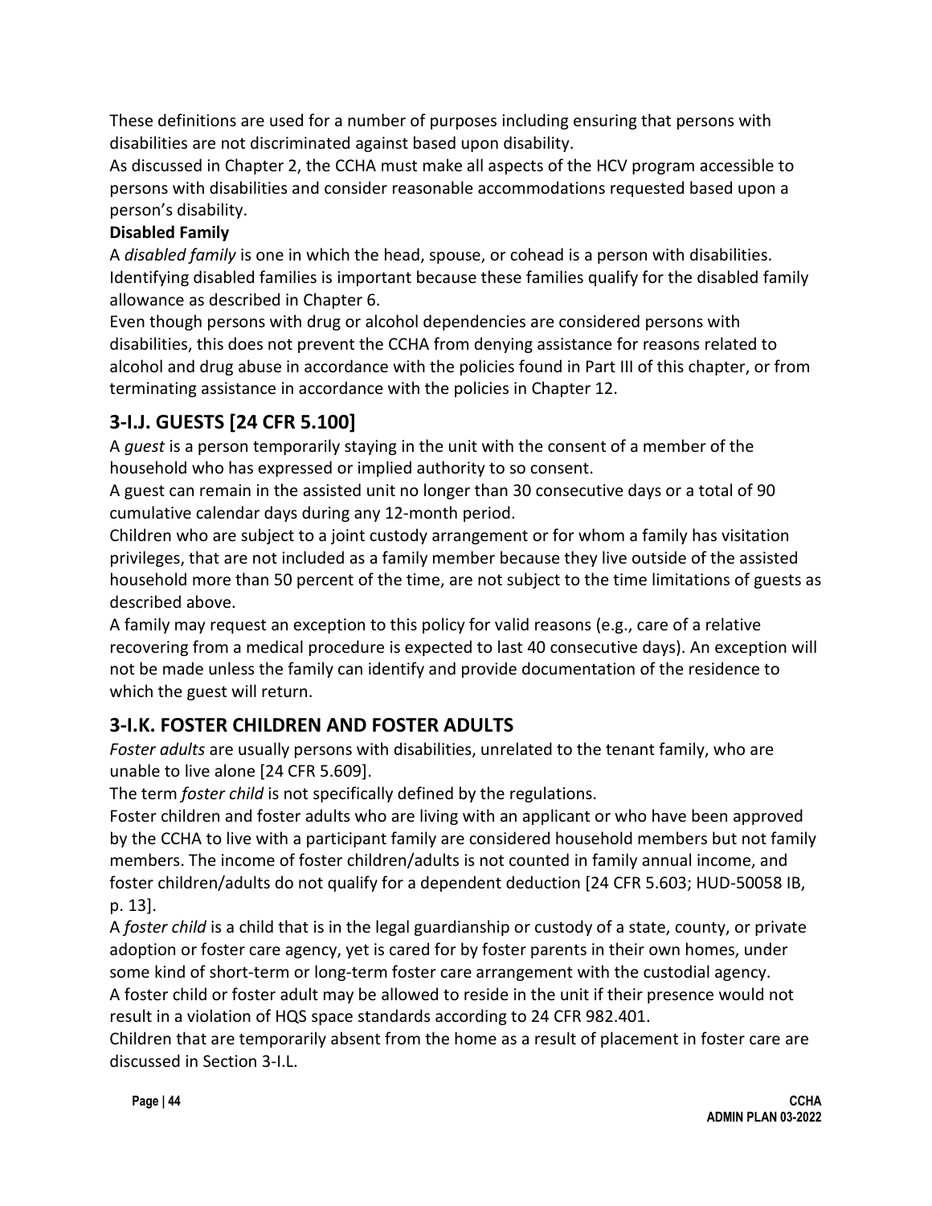These definitions are used for a number of purposes including ensuring that persons with disabilities are not discriminated against based upon disability.

As discussed in Chapter 2, the CCHA must make all aspects of the HCV program accessible to persons with disabilities and consider reasonable accommodations requested based upon a person's disability.

**Disabled Family**

A *disabled family* is one in which the head, spouse, or cohead is a person with disabilities. Identifying disabled families is important because these families qualify for the disabled family allowance as described in Chapter 6.

Even though persons with drug or alcohol dependencies are considered persons with disabilities, this does not prevent the CCHA from denying assistance for reasons related to alcohol and drug abuse in accordance with the policies found in Part III of this chapter, or from terminating assistance in accordance with the policies in Chapter 12.

## 3-I.J. GUESTS [24 CFR 5.100]

A *guest* is a person temporarily staying in the unit with the consent of a member of the household who has expressed or implied authority to so consent.

A guest can remain in the assisted unit no longer than 30 consecutive days or a total of 90 cumulative calendar days during any 12-month period.

Children who are subject to a joint custody arrangement or for whom a family has visitation privileges, that are not included as a family member because they live outside of the assisted household more than 50 percent of the time, are not subject to the time limitations of guests as described above.

A family may request an exception to this policy for valid reasons (e.g., care of a relative recovering from a medical procedure is expected to last 40 consecutive days). An exception will not be made unless the family can identify and provide documentation of the residence to which the guest will return.

## 3-I.K. FOSTER CHILDREN AND FOSTER ADULTS

*Foster adults* are usually persons with disabilities, unrelated to the tenant family, who are unable to live alone [24 CFR 5.609].

The term *foster child* is not specifically defined by the regulations.

Foster children and foster adults who are living with an applicant or who have been approved by the CCHA to live with a participant family are considered household members but not family members. The income of foster children/adults is not counted in family annual income, and foster children/adults do not qualify for a dependent deduction [24 CFR 5.603; HUD-50058 IB, p. 13].

A *foster child* is a child that is in the legal guardianship or custody of a state, county, or private adoption or foster care agency, yet is cared for by foster parents in their own homes, under some kind of short-term or long-term foster care arrangement with the custodial agency.

A foster child or foster adult may be allowed to reside in the unit if their presence would not result in a violation of HQS space standards according to 24 CFR 982.401.

Children that are temporarily absent from the home as a result of placement in foster care are discussed in Section 3-I.L.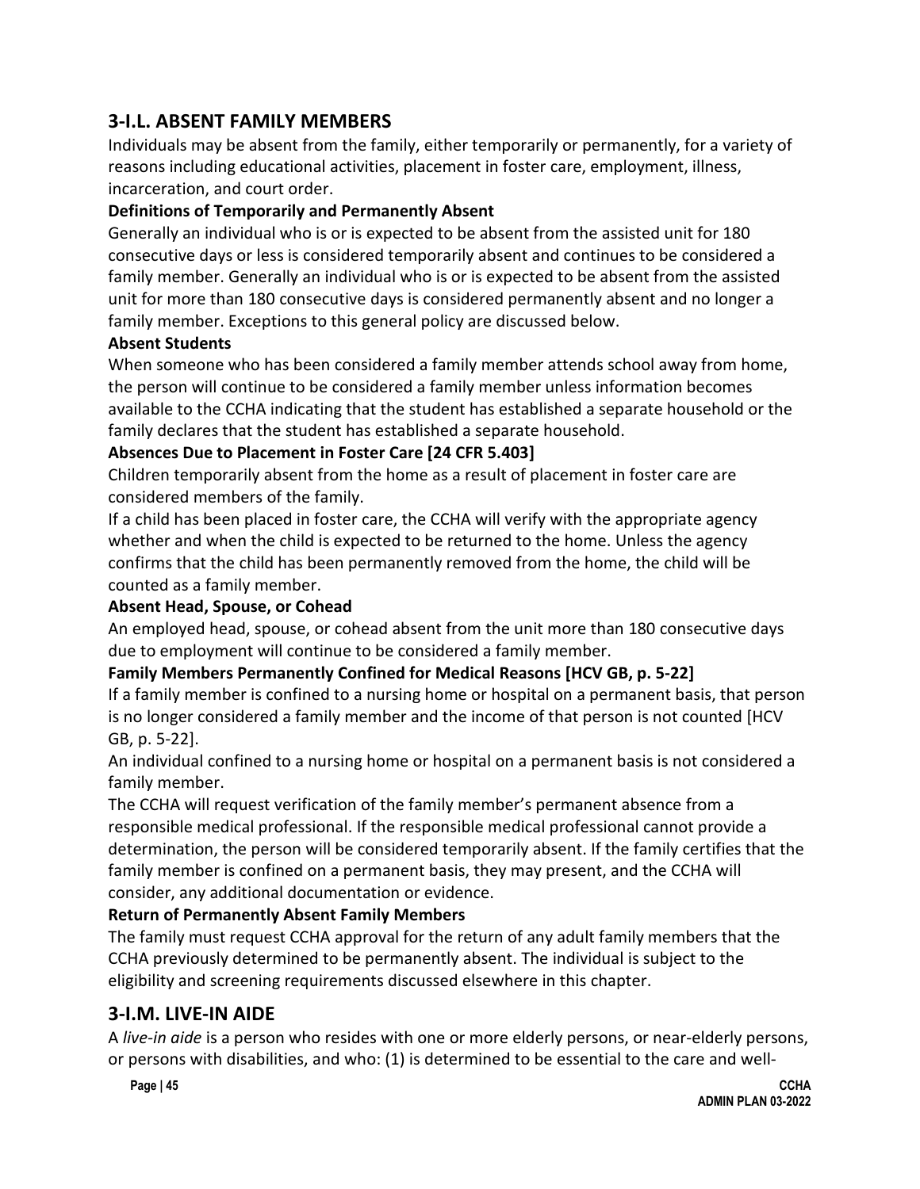## 3-I.L. ABSENT FAMILY MEMBERS

Individuals may be absent from the family, either temporarily or permanently, for a variety of reasons including educational activities, placement in foster care, employment, illness, incarceration, and court order.

**Definitions of Temporarily and Permanently Absent**

Generally an individual who is or is expected to be absent from the assisted unit for 180 consecutive days or less is considered temporarily absent and continues to be considered a family member. Generally an individual who is or is expected to be absent from the assisted unit for more than 180 consecutive days is considered permanently absent and no longer a family member. Exceptions to this general policy are discussed below.

**Absent Students**

When someone who has been considered a family member attends school away from home, the person will continue to be considered a family member unless information becomes available to the CCHA indicating that the student has established a separate household or the family declares that the student has established a separate household.

**Absences Due to Placement in Foster Care [24 CFR 5.403]**

Children temporarily absent from the home as a result of placement in foster care are considered members of the family.

If a child has been placed in foster care, the CCHA will verify with the appropriate agency whether and when the child is expected to be returned to the home. Unless the agency confirms that the child has been permanently removed from the home, the child will be counted as a family member.

**Absent Head, Spouse, or Cohead**

An employed head, spouse, or cohead absent from the unit more than 180 consecutive days due to employment will continue to be considered a family member.

**Family Members Permanently Confined for Medical Reasons [HCV GB, p. 5-22]**

If a family member is confined to a nursing home or hospital on a permanent basis, that person is no longer considered a family member and the income of that person is not counted [HCV GB, p. 5-22].

An individual confined to a nursing home or hospital on a permanent basis is not considered a family member.

The CCHA will request verification of the family member's permanent absence from a responsible medical professional. If the responsible medical professional cannot provide a determination, the person will be considered temporarily absent. If the family certifies that the family member is confined on a permanent basis, they may present, and the CCHA will consider, any additional documentation or evidence.

**Return of Permanently Absent Family Members**

The family must request CCHA approval for the return of any adult family members that the CCHA previously determined to be permanently absent. The individual is subject to the eligibility and screening requirements discussed elsewhere in this chapter.

## 3-I.M. LIVE-IN AIDE

A *live-in aide* is a person who resides with one or more elderly persons, or near-elderly persons, or persons with disabilities, and who: (1) is determined to be essential to the care and well-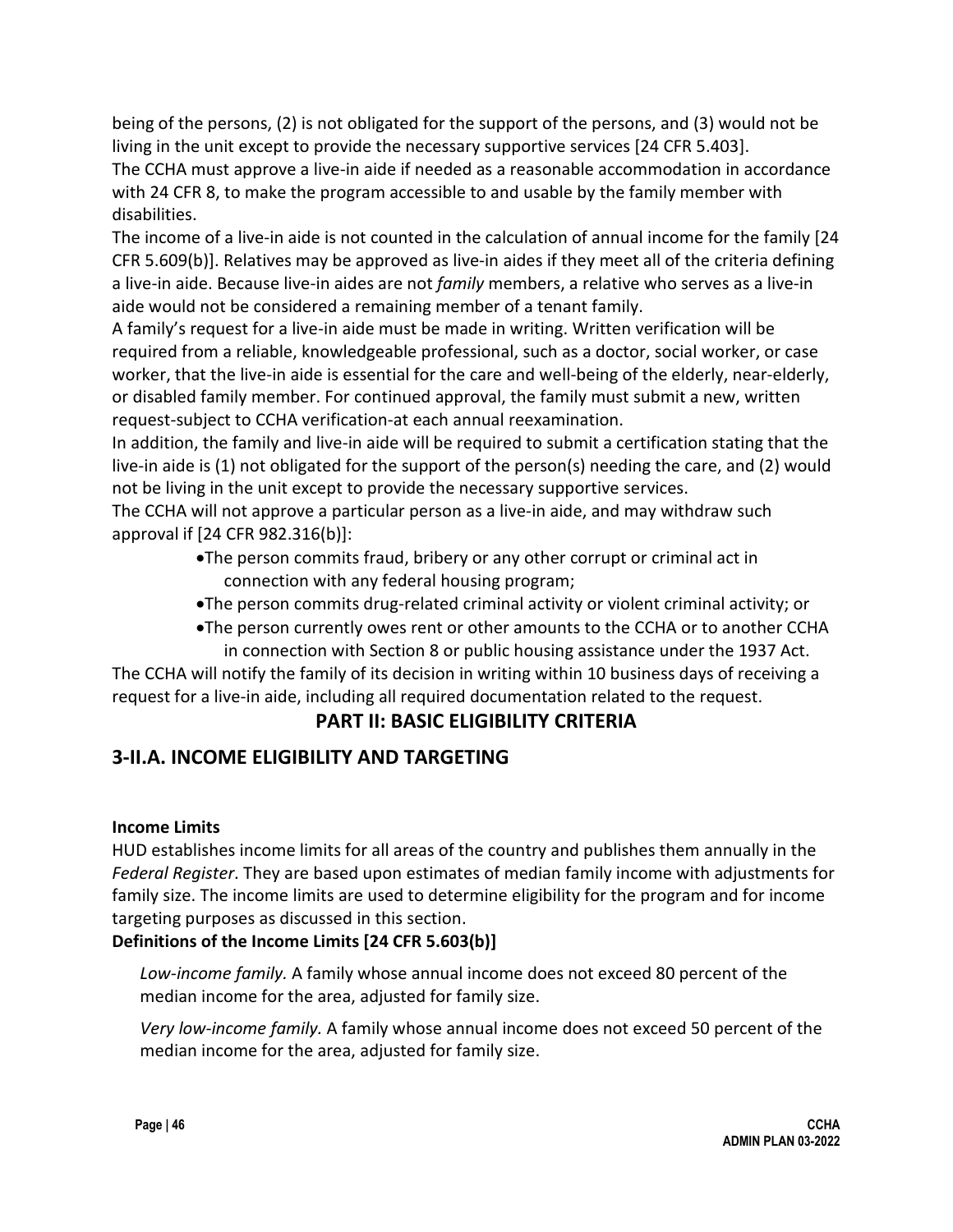being of the persons, (2) is not obligated for the support of the persons, and (3) would not be living in the unit except to provide the necessary supportive services [24 CFR 5.403].

The CCHA must approve a live-in aide if needed as a reasonable accommodation in accordance with 24 CFR 8, to make the program accessible to and usable by the family member with disabilities.

The income of a live-in aide is not counted in the calculation of annual income for the family [24 CFR 5.609(b)]. Relatives may be approved as live-in aides if they meet all of the criteria defining a live-in aide. Because live-in aides are not *family* members, a relative who serves as a live-in aide would not be considered a remaining member of a tenant family.

A family's request for a live-in aide must be made in writing. Written verification will be required from a reliable, knowledgeable professional, such as a doctor, social worker, or case worker, that the live-in aide is essential for the care and well-being of the elderly, near-elderly, or disabled family member. For continued approval, the family must submit a new, written request-subject to CCHA verification-at each annual reexamination.

In addition, the family and live-in aide will be required to submit a certification stating that the live-in aide is (1) not obligated for the support of the person(s) needing the care, and (2) would not be living in the unit except to provide the necessary supportive services.

The CCHA will not approve a particular person as a live-in aide, and may withdraw such approval if [24 CFR 982.316(b)]:

- The person commits fraud, bribery or any other corrupt or criminal act in connection with any federal housing program;
- The person commits drug-related criminal activity or violent criminal activity; or
- The person currently owes rent or other amounts to the CCHA or to another CCHA in connection with Section 8 or public housing assistance under the 1937 Act.

The CCHA will notify the family of its decision in writing within 10 business days of receiving a request for a live-in aide, including all required documentation related to the request.

## PART II: BASIC ELIGIBILITY CRITERIA

## 3-II.A. INCOME ELIGIBILITY AND TARGETING

### Income Limits

HUD establishes income limits for all areas of the country and publishes them annually in the *Federal Register*. They are based upon estimates of median family income with adjustments for family size. The income limits are used to determine eligibility for the program and for income targeting purposes as discussed in this section.

### Definitions of the Income Limits [24 CFR 5.603(b)]

*Low-income family.* A family whose annual income does not exceed 80 percent of the median income for the area, adjusted for family size.

*Very low-income family.* A family whose annual income does not exceed 50 percent of the median income for the area, adjusted for family size.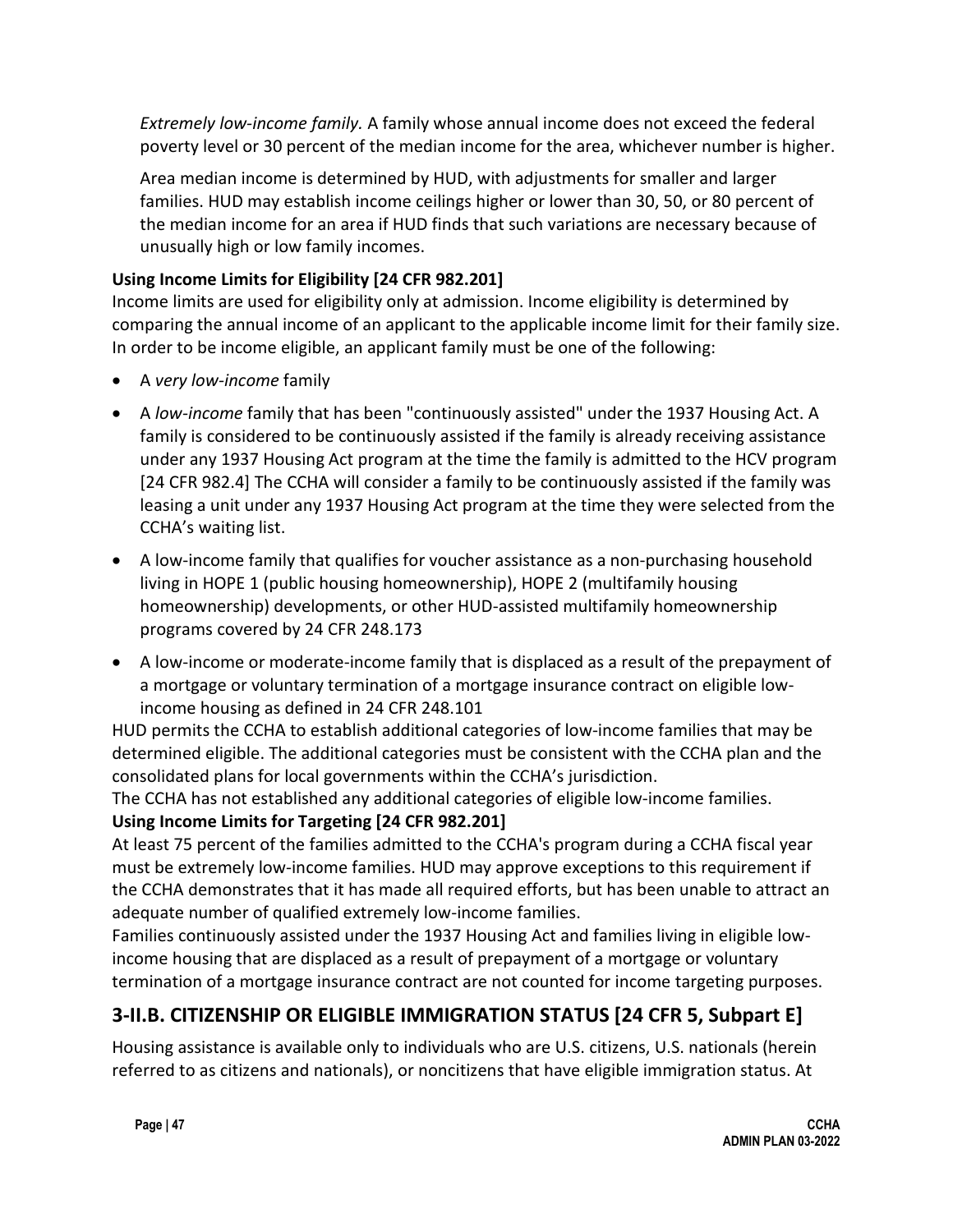*Extremely low-income family.* A family whose annual income does not exceed the federal poverty level or 30 percent of the median income for the area, whichever number is higher.

Area median income is determined by HUD, with adjustments for smaller and larger families. HUD may establish income ceilings higher or lower than 30, 50, or 80 percent of the median income for an area if HUD finds that such variations are necessary because of unusually high or low family incomes.

**Using Income Limits for Eligibility [24 CFR 982.201]**

Income limits are used for eligibility only at admission. Income eligibility is determined by comparing the annual income of an applicant to the applicable income limit for their family size. In order to be income eligible, an applicant family must be one of the following:

- A *very low-income* family
- A *low-income* family that has been "continuously assisted" under the 1937 Housing Act. A family is considered to be continuously assisted if the family is already receiving assistance under any 1937 Housing Act program at the time the family is admitted to the HCV program [24 CFR 982.4] The CCHA will consider a family to be continuously assisted if the family was leasing a unit under any 1937 Housing Act program at the time they were selected from the CCHA's waiting list.
- A low-income family that qualifies for voucher assistance as a non-purchasing household living in HOPE 1 (public housing homeownership), HOPE 2 (multifamily housing homeownership) developments, or other HUD-assisted multifamily homeownership programs covered by 24 CFR 248.173
- A low-income or moderate-income family that is displaced as a result of the prepayment of a mortgage or voluntary termination of a mortgage insurance contract on eligible low-income housing as defined in 24 CFR 248.101

HUD permits the CCHA to establish additional categories of low-income families that may be determined eligible. The additional categories must be consistent with the CCHA plan and the consolidated plans for local governments within the CCHA's jurisdiction.

The CCHA has not established any additional categories of eligible low-income families.

**Using Income Limits for Targeting [24 CFR 982.201]**

At least 75 percent of the families admitted to the CCHA's program during a CCHA fiscal year must be extremely low-income families. HUD may approve exceptions to this requirement if the CCHA demonstrates that it has made all required efforts, but has been unable to attract an adequate number of qualified extremely low-income families.

Families continuously assisted under the 1937 Housing Act and families living in eligible low-income housing that are displaced as a result of prepayment of a mortgage or voluntary termination of a mortgage insurance contract are not counted for income targeting purposes.

## 3-II.B. CITIZENSHIP OR ELIGIBLE IMMIGRATION STATUS [24 CFR 5, Subpart E]

Housing assistance is available only to individuals who are U.S. citizens, U.S. nationals (herein referred to as citizens and nationals), or noncitizens that have eligible immigration status. At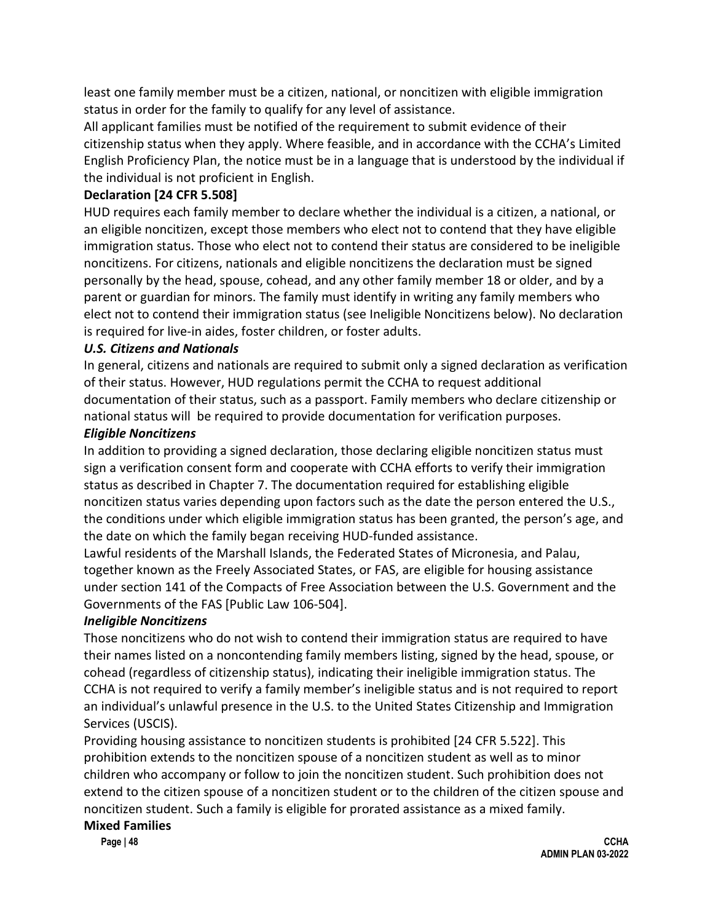least one family member must be a citizen, national, or noncitizen with eligible immigration status in order for the family to qualify for any level of assistance.

All applicant families must be notified of the requirement to submit evidence of their citizenship status when they apply. Where feasible, and in accordance with the CCHA's Limited English Proficiency Plan, the notice must be in a language that is understood by the individual if the individual is not proficient in English.

**Declaration [24 CFR 5.508]**

HUD requires each family member to declare whether the individual is a citizen, a national, or an eligible noncitizen, except those members who elect not to contend that they have eligible immigration status. Those who elect not to contend their status are considered to be ineligible noncitizens. For citizens, nationals and eligible noncitizens the declaration must be signed personally by the head, spouse, cohead, and any other family member 18 or older, and by a parent or guardian for minors. The family must identify in writing any family members who elect not to contend their immigration status (see Ineligible Noncitizens below). No declaration is required for live-in aides, foster children, or foster adults.

***U.S. Citizens and Nationals***

In general, citizens and nationals are required to submit only a signed declaration as verification of their status. However, HUD regulations permit the CCHA to request additional documentation of their status, such as a passport. Family members who declare citizenship or national status will be required to provide documentation for verification purposes.

***Eligible Noncitizens***

In addition to providing a signed declaration, those declaring eligible noncitizen status must sign a verification consent form and cooperate with CCHA efforts to verify their immigration status as described in Chapter 7. The documentation required for establishing eligible noncitizen status varies depending upon factors such as the date the person entered the U.S., the conditions under which eligible immigration status has been granted, the person's age, and the date on which the family began receiving HUD-funded assistance.

Lawful residents of the Marshall Islands, the Federated States of Micronesia, and Palau, together known as the Freely Associated States, or FAS, are eligible for housing assistance under section 141 of the Compacts of Free Association between the U.S. Government and the Governments of the FAS [Public Law 106-504].

***Ineligible Noncitizens***

Those noncitizens who do not wish to contend their immigration status are required to have their names listed on a noncontending family members listing, signed by the head, spouse, or cohead (regardless of citizenship status), indicating their ineligible immigration status. The CCHA is not required to verify a family member's ineligible status and is not required to report an individual's unlawful presence in the U.S. to the United States Citizenship and Immigration Services (USCIS).

Providing housing assistance to noncitizen students is prohibited [24 CFR 5.522]. This prohibition extends to the noncitizen spouse of a noncitizen student as well as to minor children who accompany or follow to join the noncitizen student. Such prohibition does not extend to the citizen spouse of a noncitizen student or to the children of the citizen spouse and noncitizen student. Such a family is eligible for prorated assistance as a mixed family.

**Mixed Families**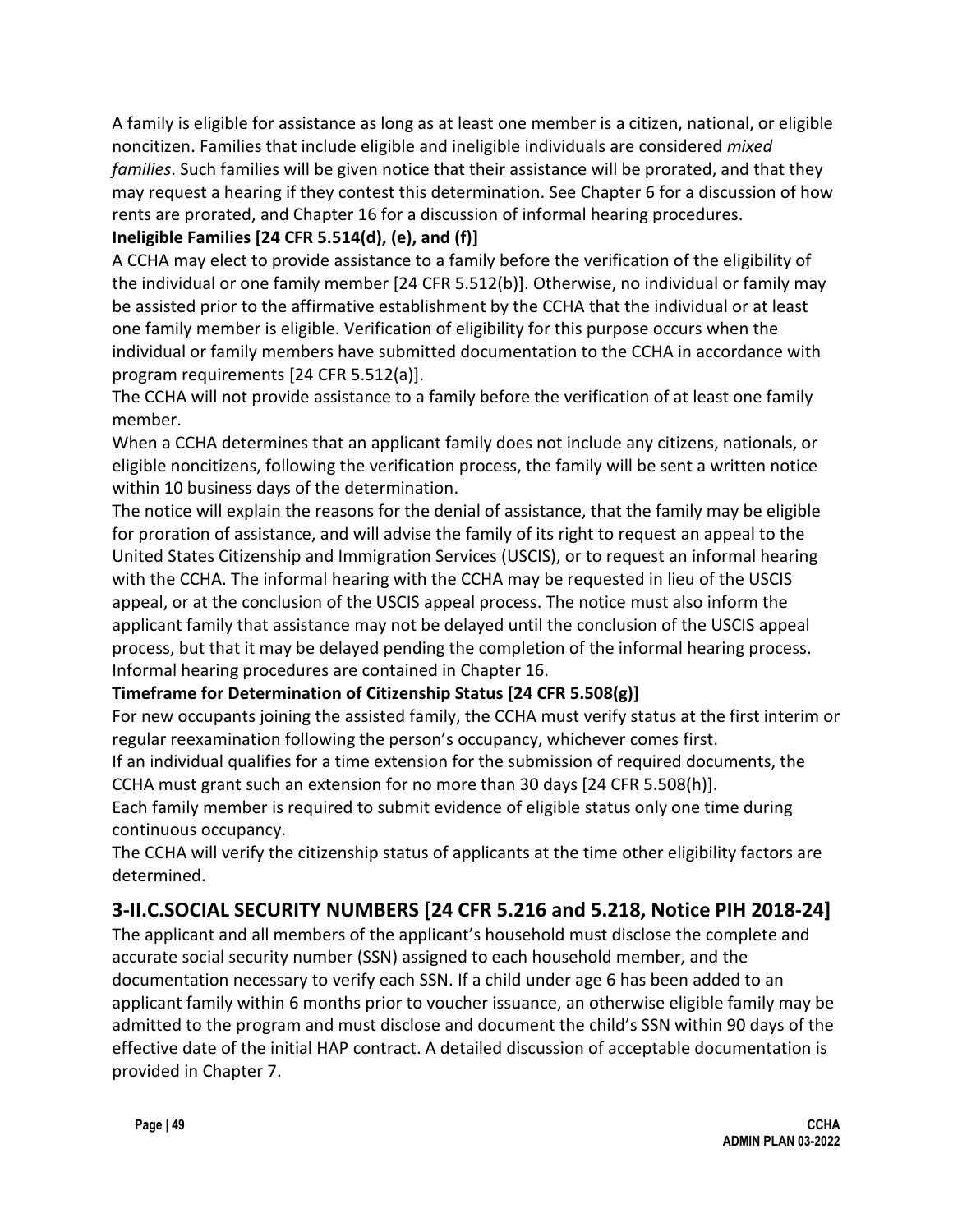A family is eligible for assistance as long as at least one member is a citizen, national, or eligible noncitizen. Families that include eligible and ineligible individuals are considered *mixed families*. Such families will be given notice that their assistance will be prorated, and that they may request a hearing if they contest this determination. See Chapter 6 for a discussion of how rents are prorated, and Chapter 16 for a discussion of informal hearing procedures.

**Ineligible Families [24 CFR 5.514(d), (e), and (f)]**

A CCHA may elect to provide assistance to a family before the verification of the eligibility of the individual or one family member [24 CFR 5.512(b)]. Otherwise, no individual or family may be assisted prior to the affirmative establishment by the CCHA that the individual or at least one family member is eligible. Verification of eligibility for this purpose occurs when the individual or family members have submitted documentation to the CCHA in accordance with program requirements [24 CFR 5.512(a)].

The CCHA will not provide assistance to a family before the verification of at least one family member.

When a CCHA determines that an applicant family does not include any citizens, nationals, or eligible noncitizens, following the verification process, the family will be sent a written notice within 10 business days of the determination.

The notice will explain the reasons for the denial of assistance, that the family may be eligible for proration of assistance, and will advise the family of its right to request an appeal to the United States Citizenship and Immigration Services (USCIS), or to request an informal hearing with the CCHA. The informal hearing with the CCHA may be requested in lieu of the USCIS appeal, or at the conclusion of the USCIS appeal process. The notice must also inform the applicant family that assistance may not be delayed until the conclusion of the USCIS appeal process, but that it may be delayed pending the completion of the informal hearing process. Informal hearing procedures are contained in Chapter 16.

**Timeframe for Determination of Citizenship Status [24 CFR 5.508(g)]**

For new occupants joining the assisted family, the CCHA must verify status at the first interim or regular reexamination following the person's occupancy, whichever comes first.

If an individual qualifies for a time extension for the submission of required documents, the CCHA must grant such an extension for no more than 30 days [24 CFR 5.508(h)].

Each family member is required to submit evidence of eligible status only one time during continuous occupancy.

The CCHA will verify the citizenship status of applicants at the time other eligibility factors are determined.

## 3-II.C.SOCIAL SECURITY NUMBERS [24 CFR 5.216 and 5.218, Notice PIH 2018-24]

The applicant and all members of the applicant's household must disclose the complete and accurate social security number (SSN) assigned to each household member, and the documentation necessary to verify each SSN. If a child under age 6 has been added to an applicant family within 6 months prior to voucher issuance, an otherwise eligible family may be admitted to the program and must disclose and document the child's SSN within 90 days of the effective date of the initial HAP contract. A detailed discussion of acceptable documentation is provided in Chapter 7.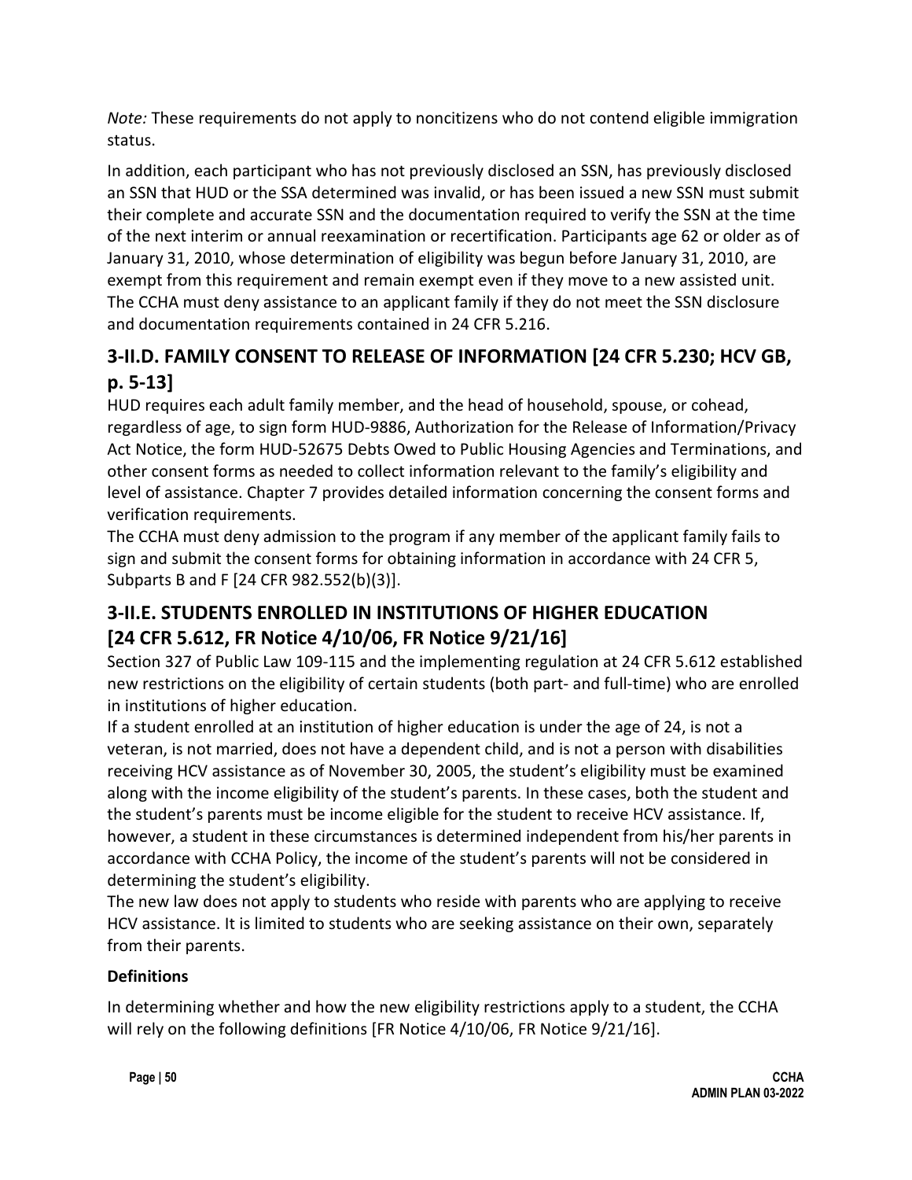*Note:* These requirements do not apply to noncitizens who do not contend eligible immigration status.

In addition, each participant who has not previously disclosed an SSN, has previously disclosed an SSN that HUD or the SSA determined was invalid, or has been issued a new SSN must submit their complete and accurate SSN and the documentation required to verify the SSN at the time of the next interim or annual reexamination or recertification. Participants age 62 or older as of January 31, 2010, whose determination of eligibility was begun before January 31, 2010, are exempt from this requirement and remain exempt even if they move to a new assisted unit. The CCHA must deny assistance to an applicant family if they do not meet the SSN disclosure and documentation requirements contained in 24 CFR 5.216.

## 3-II.D. FAMILY CONSENT TO RELEASE OF INFORMATION [24 CFR 5.230; HCV GB, p. 5-13]

HUD requires each adult family member, and the head of household, spouse, or cohead, regardless of age, to sign form HUD-9886, Authorization for the Release of Information/Privacy Act Notice, the form HUD-52675 Debts Owed to Public Housing Agencies and Terminations, and other consent forms as needed to collect information relevant to the family's eligibility and level of assistance. Chapter 7 provides detailed information concerning the consent forms and verification requirements.

The CCHA must deny admission to the program if any member of the applicant family fails to sign and submit the consent forms for obtaining information in accordance with 24 CFR 5, Subparts B and F [24 CFR 982.552(b)(3)].

## 3-II.E. STUDENTS ENROLLED IN INSTITUTIONS OF HIGHER EDUCATION [24 CFR 5.612, FR Notice 4/10/06, FR Notice 9/21/16]

Section 327 of Public Law 109-115 and the implementing regulation at 24 CFR 5.612 established new restrictions on the eligibility of certain students (both part- and full-time) who are enrolled in institutions of higher education.

If a student enrolled at an institution of higher education is under the age of 24, is not a veteran, is not married, does not have a dependent child, and is not a person with disabilities receiving HCV assistance as of November 30, 2005, the student's eligibility must be examined along with the income eligibility of the student's parents. In these cases, both the student and the student's parents must be income eligible for the student to receive HCV assistance. If, however, a student in these circumstances is determined independent from his/her parents in accordance with CCHA Policy, the income of the student's parents will not be considered in determining the student's eligibility.

The new law does not apply to students who reside with parents who are applying to receive HCV assistance. It is limited to students who are seeking assistance on their own, separately from their parents.

### Definitions

In determining whether and how the new eligibility restrictions apply to a student, the CCHA will rely on the following definitions [FR Notice 4/10/06, FR Notice 9/21/16].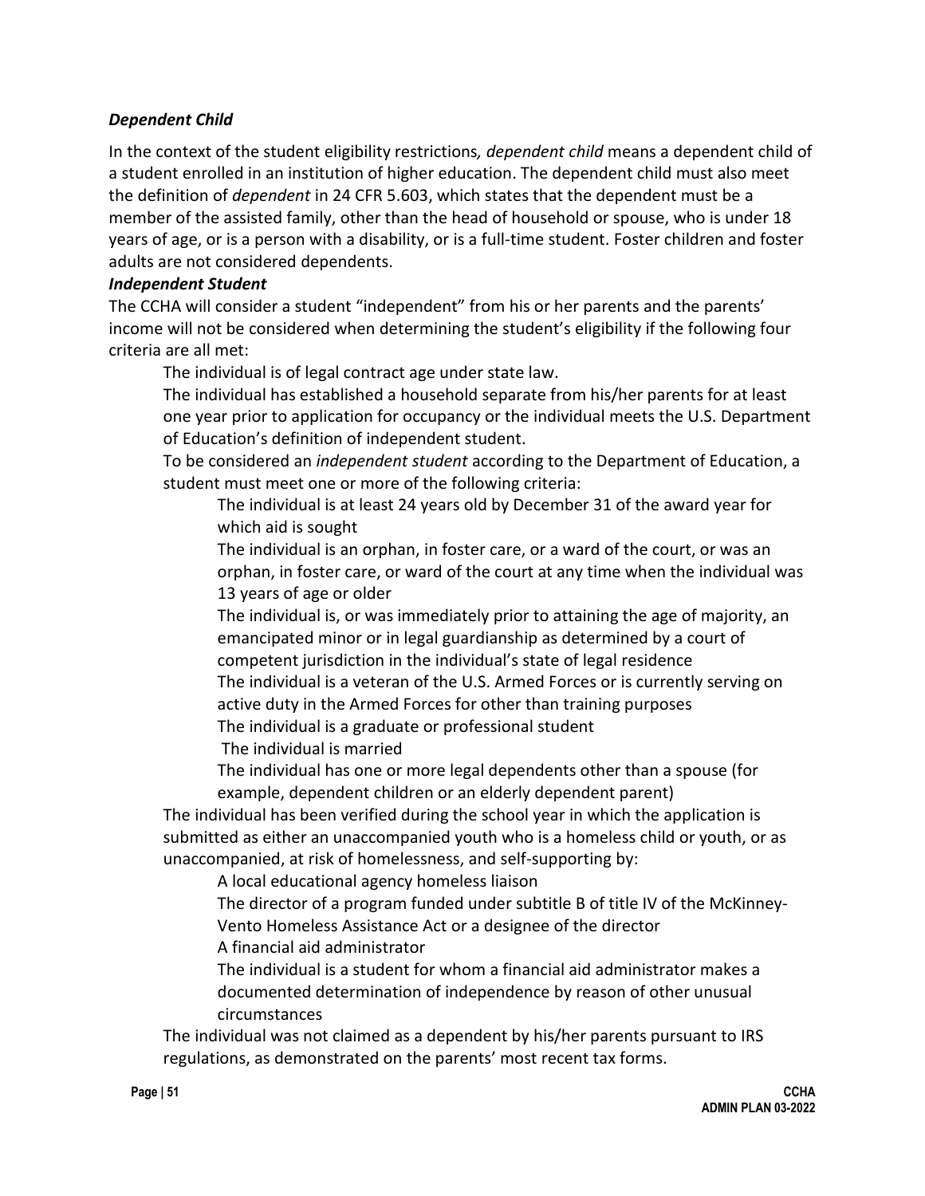***Dependent Child***

In the context of the student eligibility restrictions*, dependent child* means a dependent child of a student enrolled in an institution of higher education. The dependent child must also meet the definition of *dependent* in 24 CFR 5.603, which states that the dependent must be a member of the assisted family, other than the head of household or spouse, who is under 18 years of age, or is a person with a disability, or is a full-time student. Foster children and foster adults are not considered dependents.

***Independent Student***

The CCHA will consider a student "independent" from his or her parents and the parents' income will not be considered when determining the student's eligibility if the following four criteria are all met:

- The individual is of legal contract age under state law.
- The individual has established a household separate from his/her parents for at least one year prior to application for occupancy or the individual meets the U.S. Department of Education's definition of independent student.
- To be considered an *independent student* according to the Department of Education, a student must meet one or more of the following criteria:
  - The individual is at least 24 years old by December 31 of the award year for which aid is sought
  - The individual is an orphan, in foster care, or a ward of the court, or was an orphan, in foster care, or ward of the court at any time when the individual was 13 years of age or older
  - The individual is, or was immediately prior to attaining the age of majority, an emancipated minor or in legal guardianship as determined by a court of competent jurisdiction in the individual's state of legal residence
  - The individual is a veteran of the U.S. Armed Forces or is currently serving on active duty in the Armed Forces for other than training purposes
  - The individual is a graduate or professional student
  - The individual is married
  - The individual has one or more legal dependents other than a spouse (for example, dependent children or an elderly dependent parent)
- The individual has been verified during the school year in which the application is submitted as either an unaccompanied youth who is a homeless child or youth, or as unaccompanied, at risk of homelessness, and self-supporting by:
  - A local educational agency homeless liaison
  - The director of a program funded under subtitle B of title IV of the McKinney-Vento Homeless Assistance Act or a designee of the director
  - A financial aid administrator
  - The individual is a student for whom a financial aid administrator makes a documented determination of independence by reason of other unusual circumstances
- The individual was not claimed as a dependent by his/her parents pursuant to IRS regulations, as demonstrated on the parents' most recent tax forms.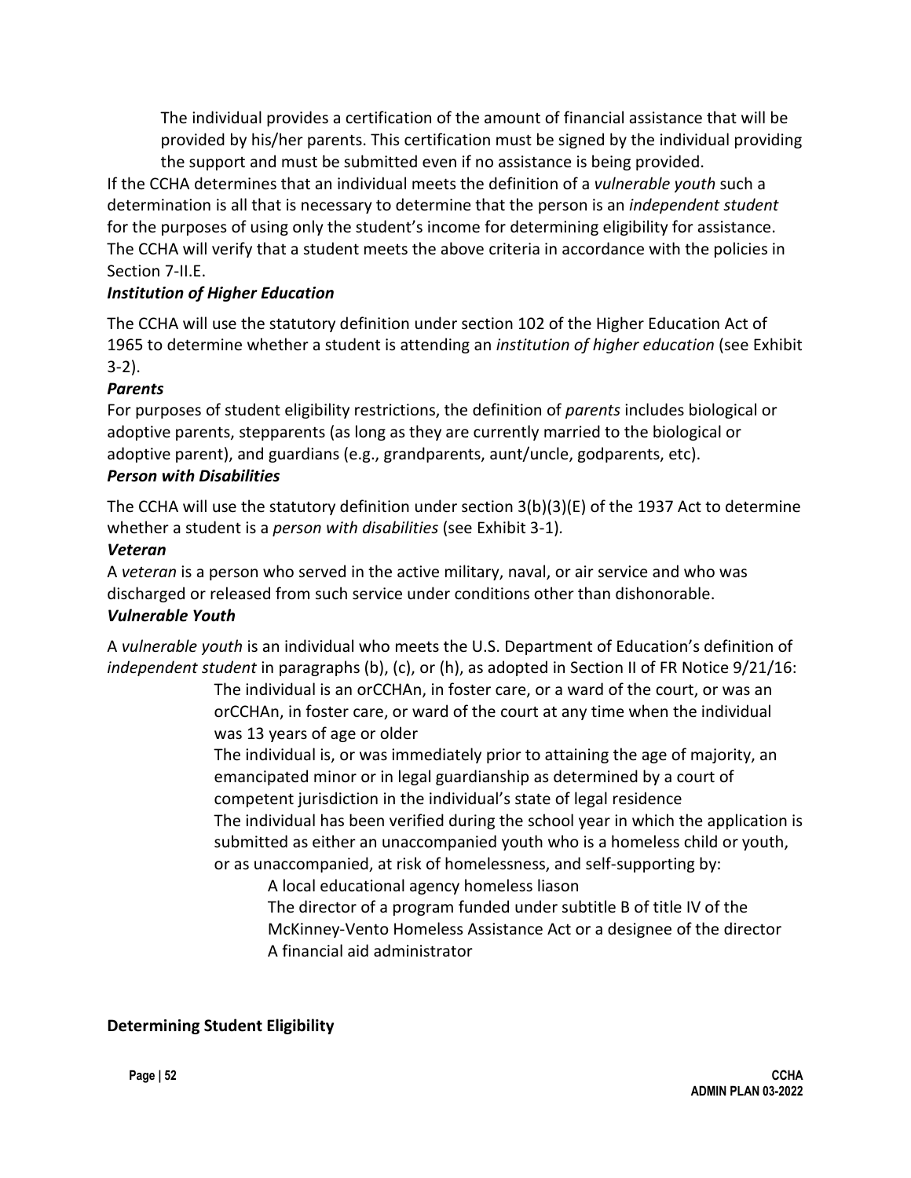The individual provides a certification of the amount of financial assistance that will be provided by his/her parents. This certification must be signed by the individual providing the support and must be submitted even if no assistance is being provided.

If the CCHA determines that an individual meets the definition of a *vulnerable youth* such a determination is all that is necessary to determine that the person is an *independent student* for the purposes of using only the student's income for determining eligibility for assistance.

The CCHA will verify that a student meets the above criteria in accordance with the policies in Section 7-II.E.

***Institution of Higher Education***

The CCHA will use the statutory definition under section 102 of the Higher Education Act of 1965 to determine whether a student is attending an *institution of higher education* (see Exhibit 3-2).

***Parents***

For purposes of student eligibility restrictions, the definition of *parents* includes biological or adoptive parents, stepparents (as long as they are currently married to the biological or adoptive parent), and guardians (e.g., grandparents, aunt/uncle, godparents, etc).

***Person with Disabilities***

The CCHA will use the statutory definition under section 3(b)(3)(E) of the 1937 Act to determine whether a student is a *person with disabilities* (see Exhibit 3-1).

***Veteran***

A *veteran* is a person who served in the active military, naval, or air service and who was discharged or released from such service under conditions other than dishonorable.

***Vulnerable Youth***

A *vulnerable youth* is an individual who meets the U.S. Department of Education's definition of *independent student* in paragraphs (b), (c), or (h), as adopted in Section II of FR Notice 9/21/16:

The individual is an orCCHAn, in foster care, or a ward of the court, or was an orCCHAn, in foster care, or ward of the court at any time when the individual was 13 years of age or older

The individual is, or was immediately prior to attaining the age of majority, an emancipated minor or in legal guardianship as determined by a court of competent jurisdiction in the individual's state of legal residence

The individual has been verified during the school year in which the application is submitted as either an unaccompanied youth who is a homeless child or youth, or as unaccompanied, at risk of homelessness, and self-supporting by:

A local educational agency homeless liason

The director of a program funded under subtitle B of title IV of the McKinney-Vento Homeless Assistance Act or a designee of the director

A financial aid administrator

**Determining Student Eligibility**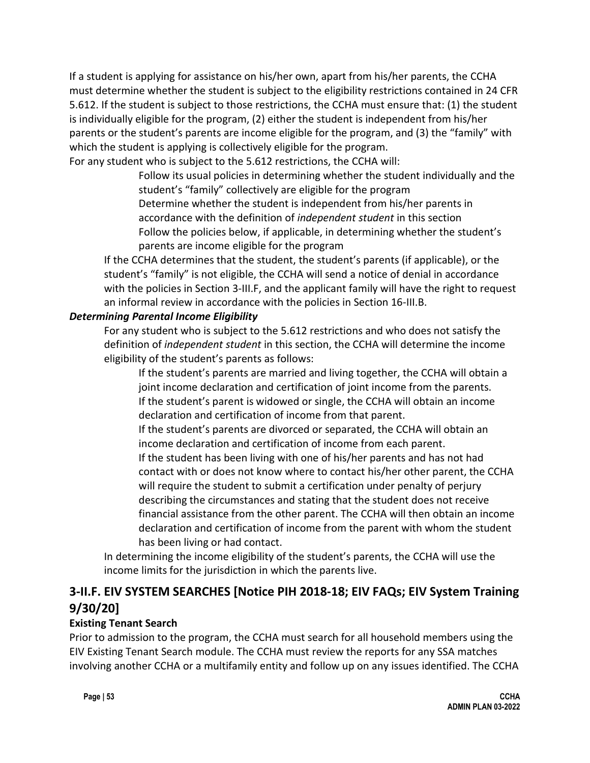If a student is applying for assistance on his/her own, apart from his/her parents, the CCHA must determine whether the student is subject to the eligibility restrictions contained in 24 CFR 5.612. If the student is subject to those restrictions, the CCHA must ensure that: (1) the student is individually eligible for the program, (2) either the student is independent from his/her parents or the student's parents are income eligible for the program, and (3) the "family" with which the student is applying is collectively eligible for the program.

For any student who is subject to the 5.612 restrictions, the CCHA will:

- Follow its usual policies in determining whether the student individually and the student's "family" collectively are eligible for the program
- Determine whether the student is independent from his/her parents in accordance with the definition of *independent student* in this section
- Follow the policies below, if applicable, in determining whether the student's parents are income eligible for the program

If the CCHA determines that the student, the student's parents (if applicable), or the student's "family" is not eligible, the CCHA will send a notice of denial in accordance with the policies in Section 3-III.F, and the applicant family will have the right to request an informal review in accordance with the policies in Section 16-III.B.

***Determining Parental Income Eligibility***

For any student who is subject to the 5.612 restrictions and who does not satisfy the definition of *independent student* in this section, the CCHA will determine the income eligibility of the student's parents as follows:

- If the student's parents are married and living together, the CCHA will obtain a joint income declaration and certification of joint income from the parents.
- If the student's parent is widowed or single, the CCHA will obtain an income declaration and certification of income from that parent.
- If the student's parents are divorced or separated, the CCHA will obtain an income declaration and certification of income from each parent.
- If the student has been living with one of his/her parents and has not had contact with or does not know where to contact his/her other parent, the CCHA will require the student to submit a certification under penalty of perjury describing the circumstances and stating that the student does not receive financial assistance from the other parent. The CCHA will then obtain an income declaration and certification of income from the parent with whom the student has been living or had contact.

In determining the income eligibility of the student's parents, the CCHA will use the income limits for the jurisdiction in which the parents live.

## 3-II.F. EIV SYSTEM SEARCHES [Notice PIH 2018-18; EIV FAQs; EIV System Training 9/30/20]

**Existing Tenant Search**

Prior to admission to the program, the CCHA must search for all household members using the EIV Existing Tenant Search module. The CCHA must review the reports for any SSA matches involving another CCHA or a multifamily entity and follow up on any issues identified. The CCHA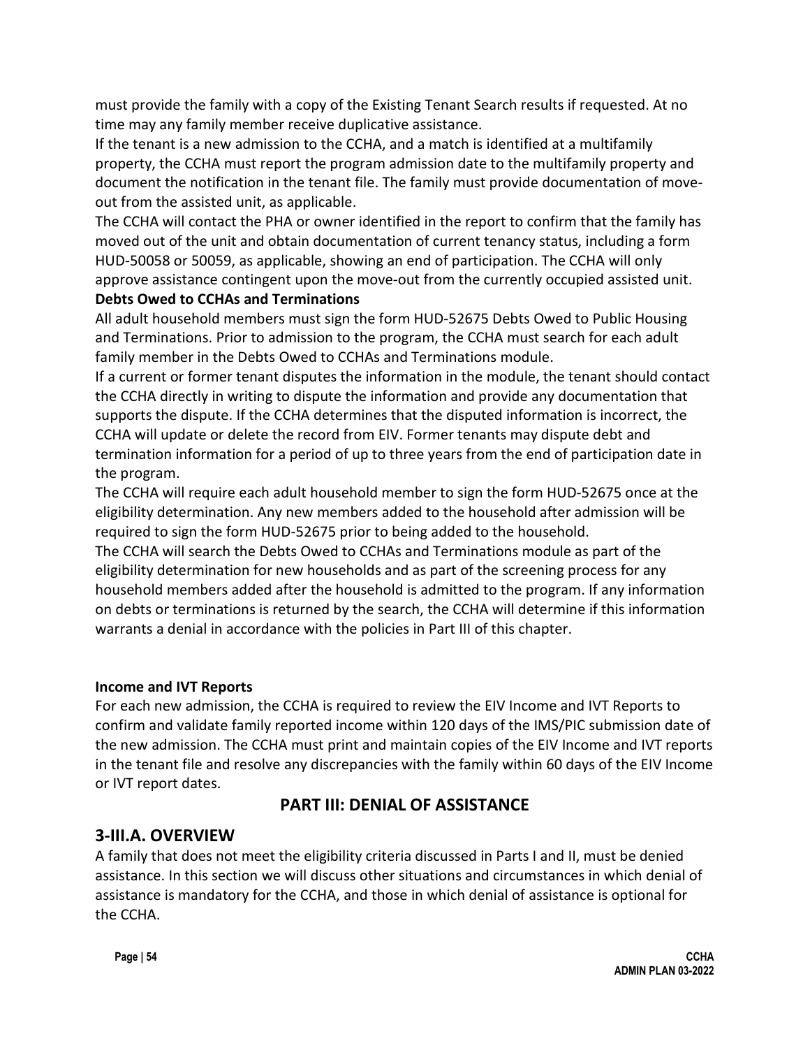must provide the family with a copy of the Existing Tenant Search results if requested. At no time may any family member receive duplicative assistance.

If the tenant is a new admission to the CCHA, and a match is identified at a multifamily property, the CCHA must report the program admission date to the multifamily property and document the notification in the tenant file. The family must provide documentation of move-out from the assisted unit, as applicable.

The CCHA will contact the PHA or owner identified in the report to confirm that the family has moved out of the unit and obtain documentation of current tenancy status, including a form HUD-50058 or 50059, as applicable, showing an end of participation. The CCHA will only approve assistance contingent upon the move-out from the currently occupied assisted unit.

**Debts Owed to CCHAs and Terminations**

All adult household members must sign the form HUD-52675 Debts Owed to Public Housing and Terminations. Prior to admission to the program, the CCHA must search for each adult family member in the Debts Owed to CCHAs and Terminations module.

If a current or former tenant disputes the information in the module, the tenant should contact the CCHA directly in writing to dispute the information and provide any documentation that supports the dispute. If the CCHA determines that the disputed information is incorrect, the CCHA will update or delete the record from EIV. Former tenants may dispute debt and termination information for a period of up to three years from the end of participation date in the program.

The CCHA will require each adult household member to sign the form HUD-52675 once at the eligibility determination. Any new members added to the household after admission will be required to sign the form HUD-52675 prior to being added to the household.

The CCHA will search the Debts Owed to CCHAs and Terminations module as part of the eligibility determination for new households and as part of the screening process for any household members added after the household is admitted to the program. If any information on debts or terminations is returned by the search, the CCHA will determine if this information warrants a denial in accordance with the policies in Part III of this chapter.

**Income and IVT Reports**

For each new admission, the CCHA is required to review the EIV Income and IVT Reports to confirm and validate family reported income within 120 days of the IMS/PIC submission date of the new admission. The CCHA must print and maintain copies of the EIV Income and IVT reports in the tenant file and resolve any discrepancies with the family within 60 days of the EIV Income or IVT report dates.

## PART III: DENIAL OF ASSISTANCE

## 3-III.A. OVERVIEW

A family that does not meet the eligibility criteria discussed in Parts I and II, must be denied assistance. In this section we will discuss other situations and circumstances in which denial of assistance is mandatory for the CCHA, and those in which denial of assistance is optional for the CCHA.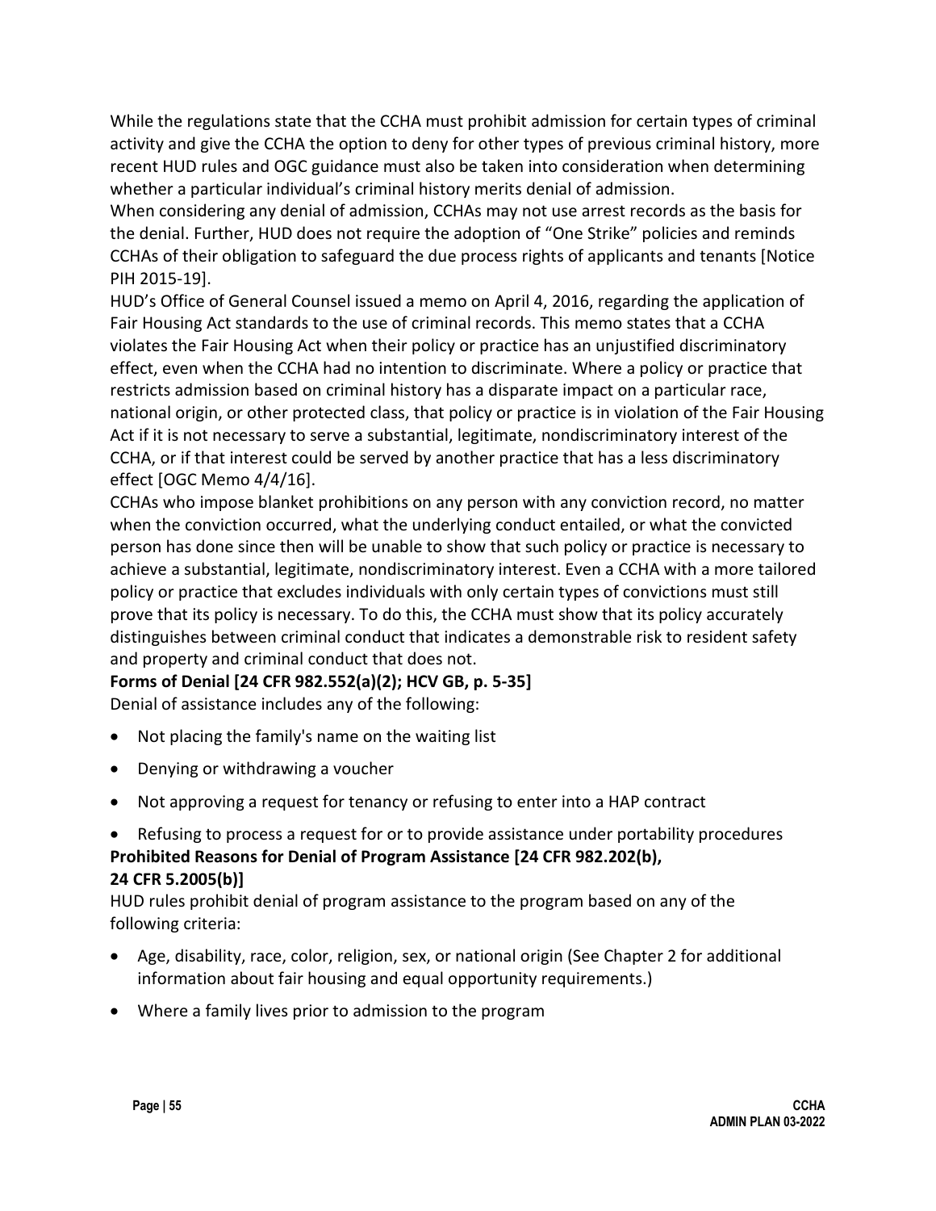While the regulations state that the CCHA must prohibit admission for certain types of criminal activity and give the CCHA the option to deny for other types of previous criminal history, more recent HUD rules and OGC guidance must also be taken into consideration when determining whether a particular individual's criminal history merits denial of admission.

When considering any denial of admission, CCHAs may not use arrest records as the basis for the denial. Further, HUD does not require the adoption of "One Strike" policies and reminds CCHAs of their obligation to safeguard the due process rights of applicants and tenants [Notice PIH 2015-19].

HUD's Office of General Counsel issued a memo on April 4, 2016, regarding the application of Fair Housing Act standards to the use of criminal records. This memo states that a CCHA violates the Fair Housing Act when their policy or practice has an unjustified discriminatory effect, even when the CCHA had no intention to discriminate. Where a policy or practice that restricts admission based on criminal history has a disparate impact on a particular race, national origin, or other protected class, that policy or practice is in violation of the Fair Housing Act if it is not necessary to serve a substantial, legitimate, nondiscriminatory interest of the CCHA, or if that interest could be served by another practice that has a less discriminatory effect [OGC Memo 4/4/16].

CCHAs who impose blanket prohibitions on any person with any conviction record, no matter when the conviction occurred, what the underlying conduct entailed, or what the convicted person has done since then will be unable to show that such policy or practice is necessary to achieve a substantial, legitimate, nondiscriminatory interest. Even a CCHA with a more tailored policy or practice that excludes individuals with only certain types of convictions must still prove that its policy is necessary. To do this, the CCHA must show that its policy accurately distinguishes between criminal conduct that indicates a demonstrable risk to resident safety and property and criminal conduct that does not.

**Forms of Denial [24 CFR 982.552(a)(2); HCV GB, p. 5-35]**

Denial of assistance includes any of the following:

- Not placing the family's name on the waiting list
- Denying or withdrawing a voucher
- Not approving a request for tenancy or refusing to enter into a HAP contract
- Refusing to process a request for or to provide assistance under portability procedures

**Prohibited Reasons for Denial of Program Assistance [24 CFR 982.202(b), 24 CFR 5.2005(b)]**

HUD rules prohibit denial of program assistance to the program based on any of the following criteria:

- Age, disability, race, color, religion, sex, or national origin (See Chapter 2 for additional information about fair housing and equal opportunity requirements.)
- Where a family lives prior to admission to the program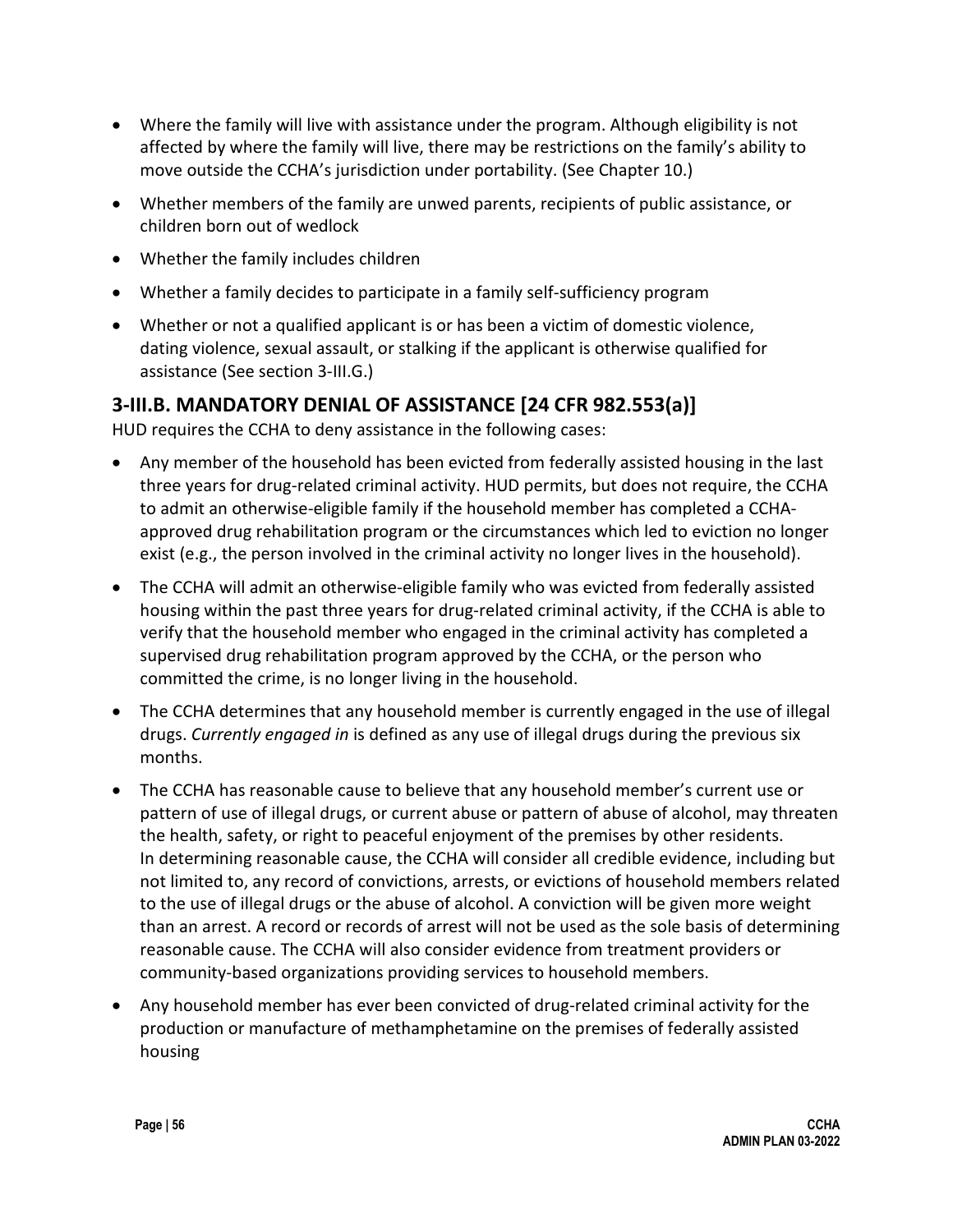- Where the family will live with assistance under the program. Although eligibility is not affected by where the family will live, there may be restrictions on the family's ability to move outside the CCHA's jurisdiction under portability. (See Chapter 10.)
- Whether members of the family are unwed parents, recipients of public assistance, or children born out of wedlock
- Whether the family includes children
- Whether a family decides to participate in a family self-sufficiency program
- Whether or not a qualified applicant is or has been a victim of domestic violence, dating violence, sexual assault, or stalking if the applicant is otherwise qualified for assistance (See section 3-III.G.)

## 3-III.B. MANDATORY DENIAL OF ASSISTANCE [24 CFR 982.553(a)]

HUD requires the CCHA to deny assistance in the following cases:

- Any member of the household has been evicted from federally assisted housing in the last three years for drug-related criminal activity. HUD permits, but does not require, the CCHA to admit an otherwise-eligible family if the household member has completed a CCHA-approved drug rehabilitation program or the circumstances which led to eviction no longer exist (e.g., the person involved in the criminal activity no longer lives in the household).
- The CCHA will admit an otherwise-eligible family who was evicted from federally assisted housing within the past three years for drug-related criminal activity, if the CCHA is able to verify that the household member who engaged in the criminal activity has completed a supervised drug rehabilitation program approved by the CCHA, or the person who committed the crime, is no longer living in the household.
- The CCHA determines that any household member is currently engaged in the use of illegal drugs. *Currently engaged in* is defined as any use of illegal drugs during the previous six months.
- The CCHA has reasonable cause to believe that any household member's current use or pattern of use of illegal drugs, or current abuse or pattern of abuse of alcohol, may threaten the health, safety, or right to peaceful enjoyment of the premises by other residents. In determining reasonable cause, the CCHA will consider all credible evidence, including but not limited to, any record of convictions, arrests, or evictions of household members related to the use of illegal drugs or the abuse of alcohol. A conviction will be given more weight than an arrest. A record or records of arrest will not be used as the sole basis of determining reasonable cause. The CCHA will also consider evidence from treatment providers or community-based organizations providing services to household members.
- Any household member has ever been convicted of drug-related criminal activity for the production or manufacture of methamphetamine on the premises of federally assisted housing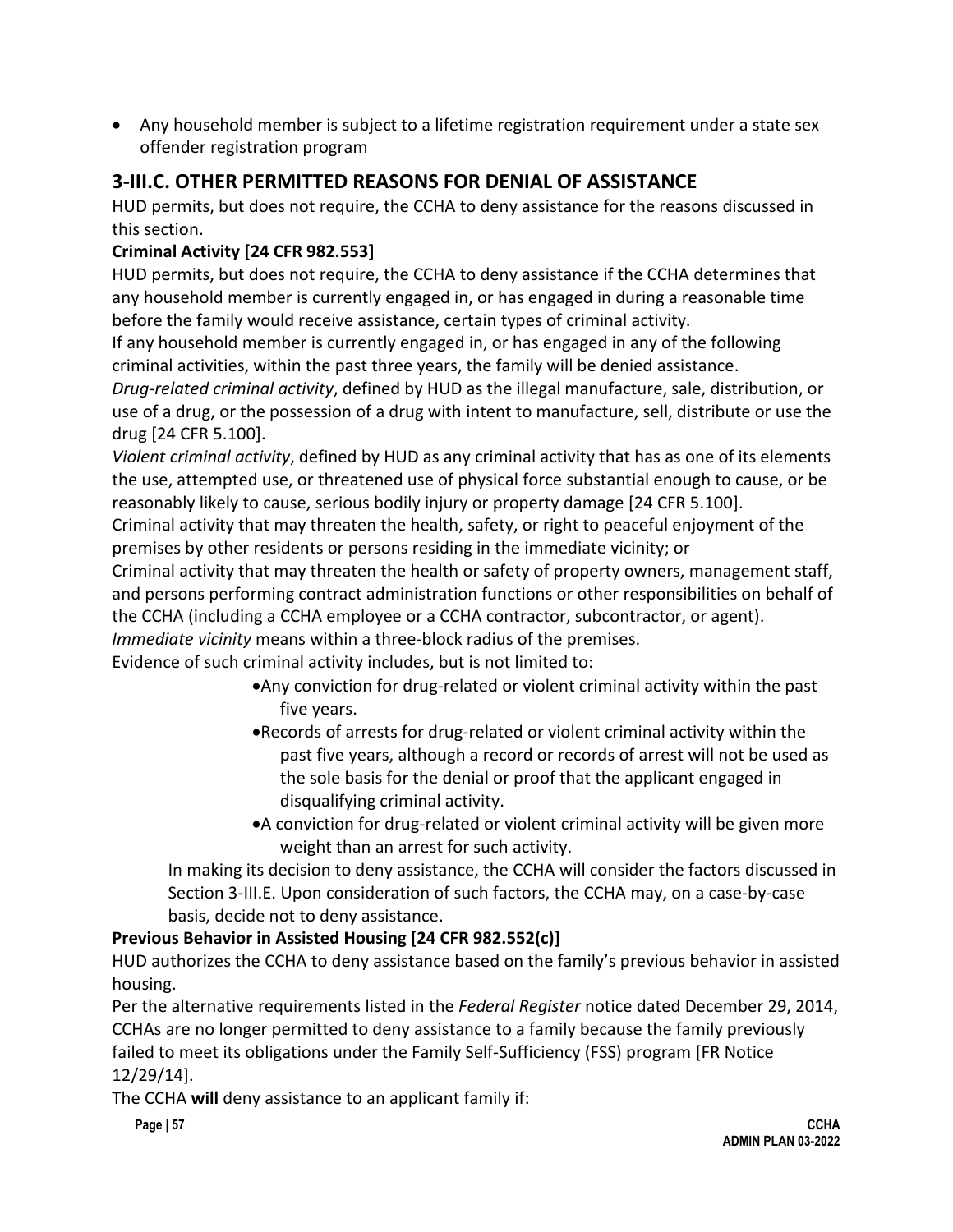- Any household member is subject to a lifetime registration requirement under a state sex offender registration program

## 3-III.C. OTHER PERMITTED REASONS FOR DENIAL OF ASSISTANCE

HUD permits, but does not require, the CCHA to deny assistance for the reasons discussed in this section.

**Criminal Activity [24 CFR 982.553]**

HUD permits, but does not require, the CCHA to deny assistance if the CCHA determines that any household member is currently engaged in, or has engaged in during a reasonable time before the family would receive assistance, certain types of criminal activity.

If any household member is currently engaged in, or has engaged in any of the following criminal activities, within the past three years, the family will be denied assistance.

*Drug-related criminal activity*, defined by HUD as the illegal manufacture, sale, distribution, or use of a drug, or the possession of a drug with intent to manufacture, sell, distribute or use the drug [24 CFR 5.100].

*Violent criminal activity*, defined by HUD as any criminal activity that has as one of its elements the use, attempted use, or threatened use of physical force substantial enough to cause, or be reasonably likely to cause, serious bodily injury or property damage [24 CFR 5.100].

Criminal activity that may threaten the health, safety, or right to peaceful enjoyment of the premises by other residents or persons residing in the immediate vicinity; or

Criminal activity that may threaten the health or safety of property owners, management staff, and persons performing contract administration functions or other responsibilities on behalf of the CCHA (including a CCHA employee or a CCHA contractor, subcontractor, or agent).

*Immediate vicinity* means within a three-block radius of the premises.

Evidence of such criminal activity includes, but is not limited to:

- Any conviction for drug-related or violent criminal activity within the past five years.
- Records of arrests for drug-related or violent criminal activity within the past five years, although a record or records of arrest will not be used as the sole basis for the denial or proof that the applicant engaged in disqualifying criminal activity.
- A conviction for drug-related or violent criminal activity will be given more weight than an arrest for such activity.

In making its decision to deny assistance, the CCHA will consider the factors discussed in Section 3-III.E. Upon consideration of such factors, the CCHA may, on a case-by-case basis, decide not to deny assistance.

**Previous Behavior in Assisted Housing [24 CFR 982.552(c)]**

HUD authorizes the CCHA to deny assistance based on the family's previous behavior in assisted housing.

Per the alternative requirements listed in the *Federal Register* notice dated December 29, 2014, CCHAs are no longer permitted to deny assistance to a family because the family previously failed to meet its obligations under the Family Self-Sufficiency (FSS) program [FR Notice 12/29/14].

The CCHA **will** deny assistance to an applicant family if: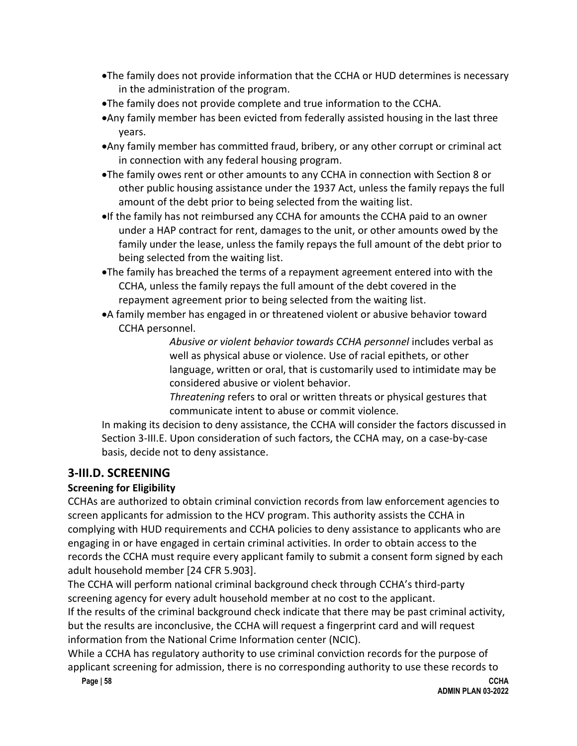- The family does not provide information that the CCHA or HUD determines is necessary in the administration of the program.
- The family does not provide complete and true information to the CCHA.
- Any family member has been evicted from federally assisted housing in the last three years.
- Any family member has committed fraud, bribery, or any other corrupt or criminal act in connection with any federal housing program.
- The family owes rent or other amounts to any CCHA in connection with Section 8 or other public housing assistance under the 1937 Act, unless the family repays the full amount of the debt prior to being selected from the waiting list.
- If the family has not reimbursed any CCHA for amounts the CCHA paid to an owner under a HAP contract for rent, damages to the unit, or other amounts owed by the family under the lease, unless the family repays the full amount of the debt prior to being selected from the waiting list.
- The family has breached the terms of a repayment agreement entered into with the CCHA, unless the family repays the full amount of the debt covered in the repayment agreement prior to being selected from the waiting list.
- A family member has engaged in or threatened violent or abusive behavior toward CCHA personnel.

  *Abusive or violent behavior towards CCHA personnel* includes verbal as well as physical abuse or violence. Use of racial epithets, or other language, written or oral, that is customarily used to intimidate may be considered abusive or violent behavior.

  *Threatening* refers to oral or written threats or physical gestures that communicate intent to abuse or commit violence.

In making its decision to deny assistance, the CCHA will consider the factors discussed in Section 3-III.E. Upon consideration of such factors, the CCHA may, on a case-by-case basis, decide not to deny assistance.

## 3-III.D. SCREENING

**Screening for Eligibility**

CCHAs are authorized to obtain criminal conviction records from law enforcement agencies to screen applicants for admission to the HCV program. This authority assists the CCHA in complying with HUD requirements and CCHA policies to deny assistance to applicants who are engaging in or have engaged in certain criminal activities. In order to obtain access to the records the CCHA must require every applicant family to submit a consent form signed by each adult household member [24 CFR 5.903].

The CCHA will perform national criminal background check through CCHA's third-party screening agency for every adult household member at no cost to the applicant.

If the results of the criminal background check indicate that there may be past criminal activity, but the results are inconclusive, the CCHA will request a fingerprint card and will request information from the National Crime Information center (NCIC).

While a CCHA has regulatory authority to use criminal conviction records for the purpose of applicant screening for admission, there is no corresponding authority to use these records to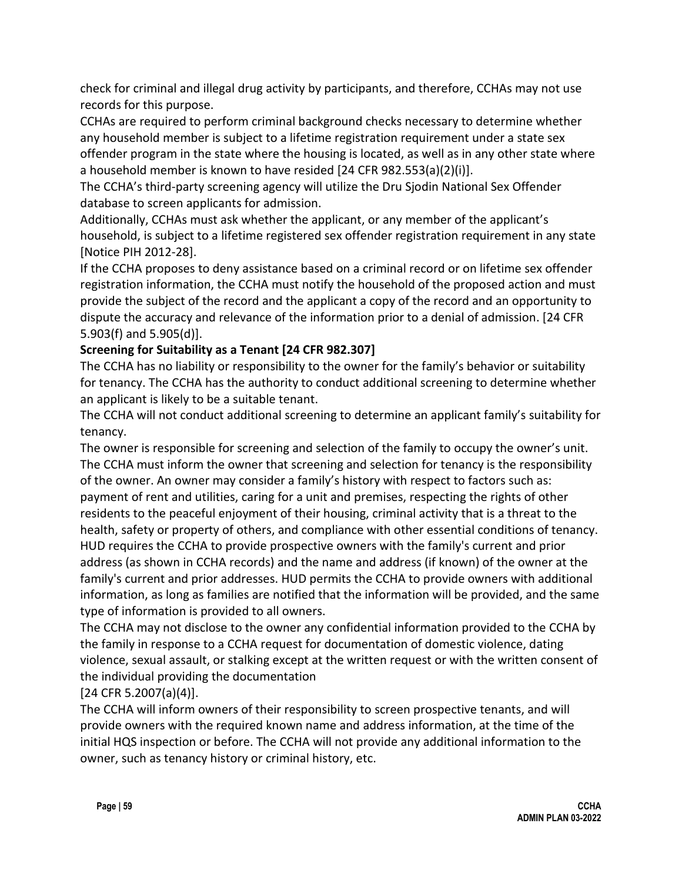check for criminal and illegal drug activity by participants, and therefore, CCHAs may not use records for this purpose.

CCHAs are required to perform criminal background checks necessary to determine whether any household member is subject to a lifetime registration requirement under a state sex offender program in the state where the housing is located, as well as in any other state where a household member is known to have resided [24 CFR 982.553(a)(2)(i)].

The CCHA's third-party screening agency will utilize the Dru Sjodin National Sex Offender database to screen applicants for admission.

Additionally, CCHAs must ask whether the applicant, or any member of the applicant's household, is subject to a lifetime registered sex offender registration requirement in any state [Notice PIH 2012-28].

If the CCHA proposes to deny assistance based on a criminal record or on lifetime sex offender registration information, the CCHA must notify the household of the proposed action and must provide the subject of the record and the applicant a copy of the record and an opportunity to dispute the accuracy and relevance of the information prior to a denial of admission. [24 CFR 5.903(f) and 5.905(d)].

**Screening for Suitability as a Tenant [24 CFR 982.307]**

The CCHA has no liability or responsibility to the owner for the family's behavior or suitability for tenancy. The CCHA has the authority to conduct additional screening to determine whether an applicant is likely to be a suitable tenant.

The CCHA will not conduct additional screening to determine an applicant family's suitability for tenancy.

The owner is responsible for screening and selection of the family to occupy the owner's unit. The CCHA must inform the owner that screening and selection for tenancy is the responsibility of the owner. An owner may consider a family's history with respect to factors such as: payment of rent and utilities, caring for a unit and premises, respecting the rights of other residents to the peaceful enjoyment of their housing, criminal activity that is a threat to the health, safety or property of others, and compliance with other essential conditions of tenancy.

HUD requires the CCHA to provide prospective owners with the family's current and prior address (as shown in CCHA records) and the name and address (if known) of the owner at the family's current and prior addresses. HUD permits the CCHA to provide owners with additional information, as long as families are notified that the information will be provided, and the same type of information is provided to all owners.

The CCHA may not disclose to the owner any confidential information provided to the CCHA by the family in response to a CCHA request for documentation of domestic violence, dating violence, sexual assault, or stalking except at the written request or with the written consent of the individual providing the documentation

[24 CFR 5.2007(a)(4)].

The CCHA will inform owners of their responsibility to screen prospective tenants, and will provide owners with the required known name and address information, at the time of the initial HQS inspection or before. The CCHA will not provide any additional information to the owner, such as tenancy history or criminal history, etc.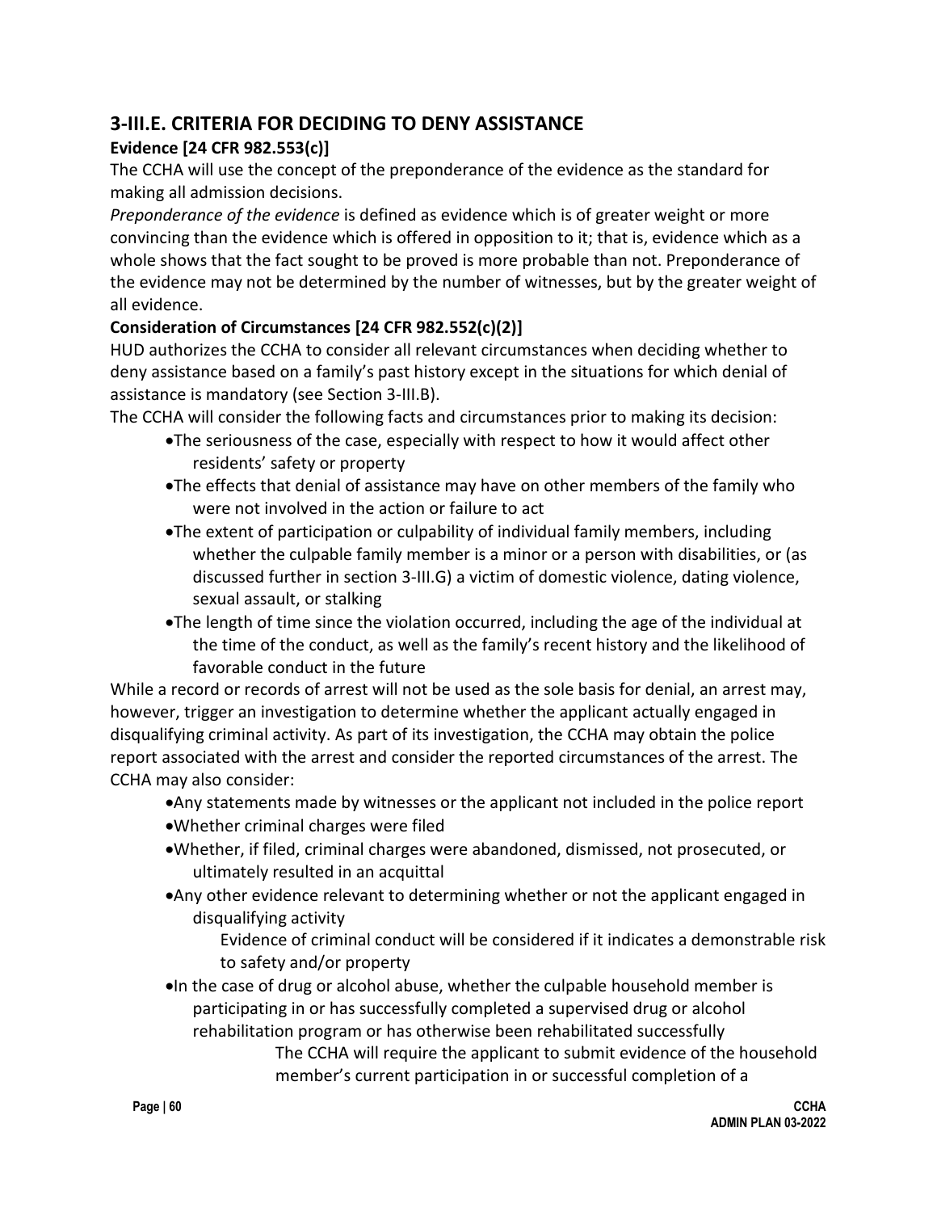## 3-III.E. CRITERIA FOR DECIDING TO DENY ASSISTANCE

### Evidence [24 CFR 982.553(c)]

The CCHA will use the concept of the preponderance of the evidence as the standard for making all admission decisions.

*Preponderance of the evidence* is defined as evidence which is of greater weight or more convincing than the evidence which is offered in opposition to it; that is, evidence which as a whole shows that the fact sought to be proved is more probable than not. Preponderance of the evidence may not be determined by the number of witnesses, but by the greater weight of all evidence.

### Consideration of Circumstances [24 CFR 982.552(c)(2)]

HUD authorizes the CCHA to consider all relevant circumstances when deciding whether to deny assistance based on a family's past history except in the situations for which denial of assistance is mandatory (see Section 3-III.B).

The CCHA will consider the following facts and circumstances prior to making its decision:

- The seriousness of the case, especially with respect to how it would affect other residents' safety or property
- The effects that denial of assistance may have on other members of the family who were not involved in the action or failure to act
- The extent of participation or culpability of individual family members, including whether the culpable family member is a minor or a person with disabilities, or (as discussed further in section 3-III.G) a victim of domestic violence, dating violence, sexual assault, or stalking
- The length of time since the violation occurred, including the age of the individual at the time of the conduct, as well as the family's recent history and the likelihood of favorable conduct in the future

While a record or records of arrest will not be used as the sole basis for denial, an arrest may, however, trigger an investigation to determine whether the applicant actually engaged in disqualifying criminal activity. As part of its investigation, the CCHA may obtain the police report associated with the arrest and consider the reported circumstances of the arrest. The CCHA may also consider:

- Any statements made by witnesses or the applicant not included in the police report
- Whether criminal charges were filed
- Whether, if filed, criminal charges were abandoned, dismissed, not prosecuted, or ultimately resulted in an acquittal
- Any other evidence relevant to determining whether or not the applicant engaged in disqualifying activity

    Evidence of criminal conduct will be considered if it indicates a demonstrable risk to safety and/or property

- In the case of drug or alcohol abuse, whether the culpable household member is participating in or has successfully completed a supervised drug or alcohol rehabilitation program or has otherwise been rehabilitated successfully

    The CCHA will require the applicant to submit evidence of the household member's current participation in or successful completion of a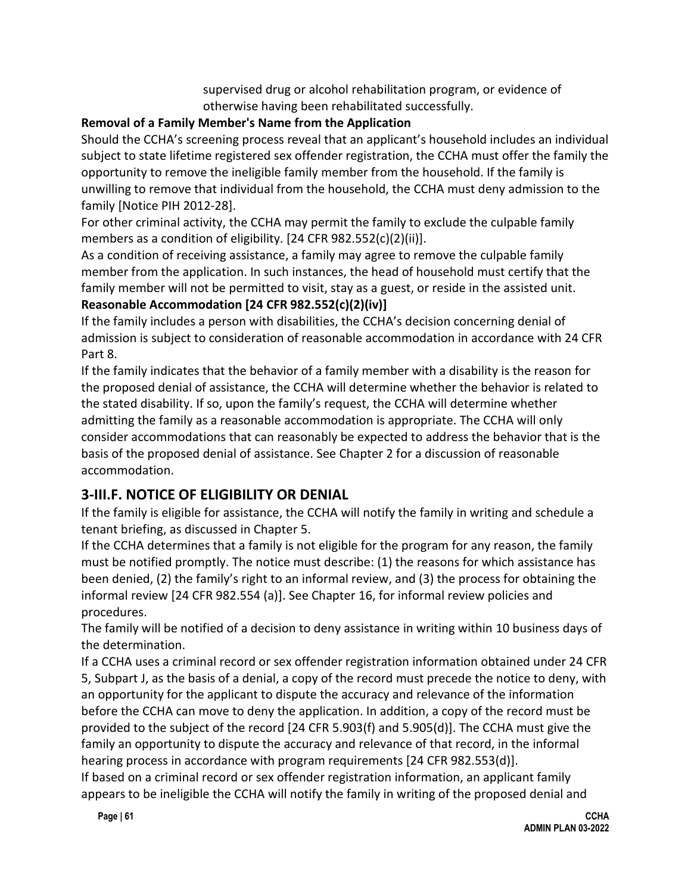supervised drug or alcohol rehabilitation program, or evidence of otherwise having been rehabilitated successfully.

**Removal of a Family Member's Name from the Application**

Should the CCHA's screening process reveal that an applicant's household includes an individual subject to state lifetime registered sex offender registration, the CCHA must offer the family the opportunity to remove the ineligible family member from the household. If the family is unwilling to remove that individual from the household, the CCHA must deny admission to the family [Notice PIH 2012-28].

For other criminal activity, the CCHA may permit the family to exclude the culpable family members as a condition of eligibility. [24 CFR 982.552(c)(2)(ii)].

As a condition of receiving assistance, a family may agree to remove the culpable family member from the application. In such instances, the head of household must certify that the family member will not be permitted to visit, stay as a guest, or reside in the assisted unit.

**Reasonable Accommodation [24 CFR 982.552(c)(2)(iv)]**

If the family includes a person with disabilities, the CCHA's decision concerning denial of admission is subject to consideration of reasonable accommodation in accordance with 24 CFR Part 8.

If the family indicates that the behavior of a family member with a disability is the reason for the proposed denial of assistance, the CCHA will determine whether the behavior is related to the stated disability. If so, upon the family's request, the CCHA will determine whether admitting the family as a reasonable accommodation is appropriate. The CCHA will only consider accommodations that can reasonably be expected to address the behavior that is the basis of the proposed denial of assistance. See Chapter 2 for a discussion of reasonable accommodation.

## 3-III.F. NOTICE OF ELIGIBILITY OR DENIAL

If the family is eligible for assistance, the CCHA will notify the family in writing and schedule a tenant briefing, as discussed in Chapter 5.

If the CCHA determines that a family is not eligible for the program for any reason, the family must be notified promptly. The notice must describe: (1) the reasons for which assistance has been denied, (2) the family's right to an informal review, and (3) the process for obtaining the informal review [24 CFR 982.554 (a)]. See Chapter 16, for informal review policies and procedures.

The family will be notified of a decision to deny assistance in writing within 10 business days of the determination.

If a CCHA uses a criminal record or sex offender registration information obtained under 24 CFR 5, Subpart J, as the basis of a denial, a copy of the record must precede the notice to deny, with an opportunity for the applicant to dispute the accuracy and relevance of the information before the CCHA can move to deny the application. In addition, a copy of the record must be provided to the subject of the record [24 CFR 5.903(f) and 5.905(d)]. The CCHA must give the family an opportunity to dispute the accuracy and relevance of that record, in the informal hearing process in accordance with program requirements [24 CFR 982.553(d)].

If based on a criminal record or sex offender registration information, an applicant family appears to be ineligible the CCHA will notify the family in writing of the proposed denial and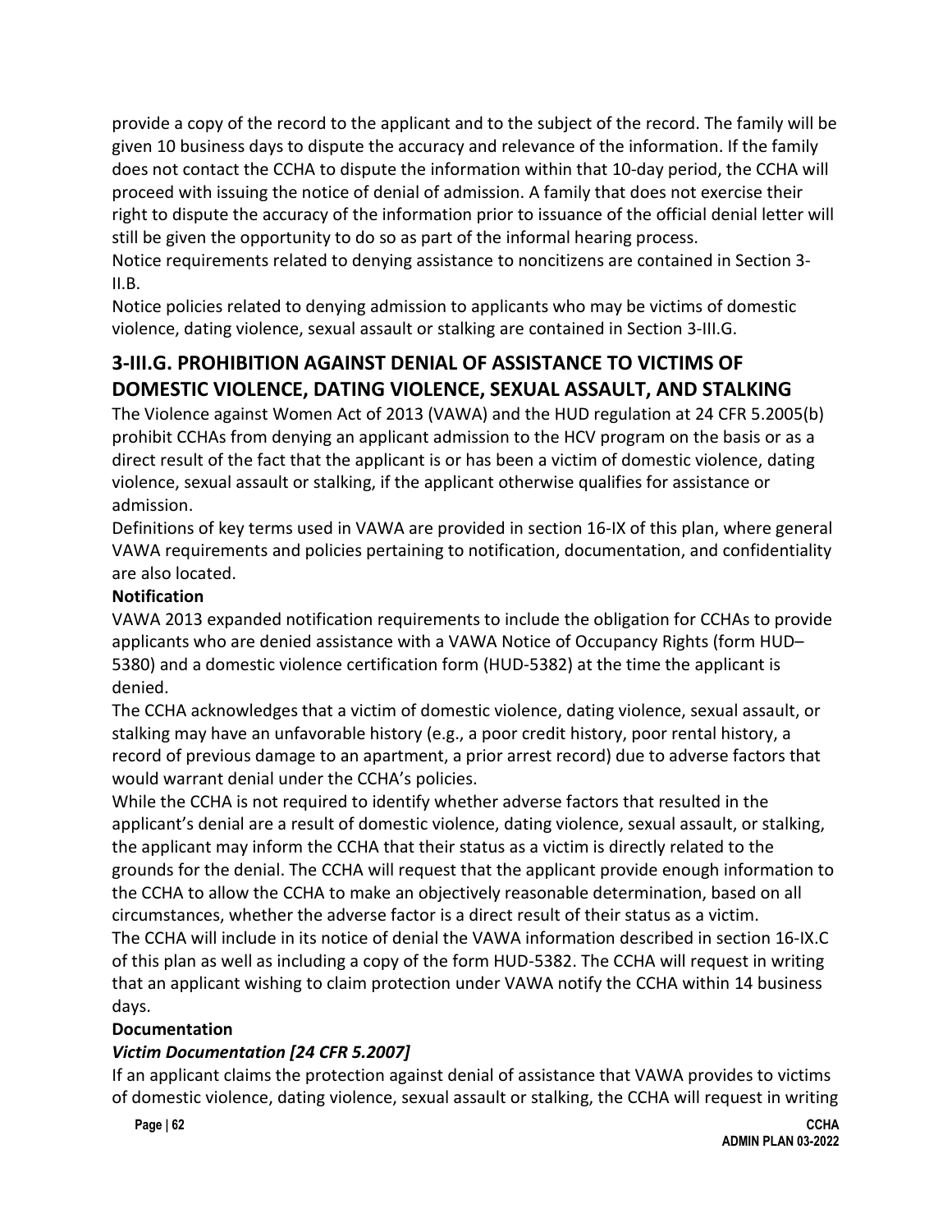provide a copy of the record to the applicant and to the subject of the record. The family will be given 10 business days to dispute the accuracy and relevance of the information. If the family does not contact the CCHA to dispute the information within that 10-day period, the CCHA will proceed with issuing the notice of denial of admission. A family that does not exercise their right to dispute the accuracy of the information prior to issuance of the official denial letter will still be given the opportunity to do so as part of the informal hearing process.

Notice requirements related to denying assistance to noncitizens are contained in Section 3-II.B.

Notice policies related to denying admission to applicants who may be victims of domestic violence, dating violence, sexual assault or stalking are contained in Section 3-III.G.

## 3-III.G. PROHIBITION AGAINST DENIAL OF ASSISTANCE TO VICTIMS OF DOMESTIC VIOLENCE, DATING VIOLENCE, SEXUAL ASSAULT, AND STALKING

The Violence against Women Act of 2013 (VAWA) and the HUD regulation at 24 CFR 5.2005(b) prohibit CCHAs from denying an applicant admission to the HCV program on the basis or as a direct result of the fact that the applicant is or has been a victim of domestic violence, dating violence, sexual assault or stalking, if the applicant otherwise qualifies for assistance or admission.

Definitions of key terms used in VAWA are provided in section 16-IX of this plan, where general VAWA requirements and policies pertaining to notification, documentation, and confidentiality are also located.

**Notification**

VAWA 2013 expanded notification requirements to include the obligation for CCHAs to provide applicants who are denied assistance with a VAWA Notice of Occupancy Rights (form HUD–5380) and a domestic violence certification form (HUD-5382) at the time the applicant is denied.

The CCHA acknowledges that a victim of domestic violence, dating violence, sexual assault, or stalking may have an unfavorable history (e.g., a poor credit history, poor rental history, a record of previous damage to an apartment, a prior arrest record) due to adverse factors that would warrant denial under the CCHA's policies.

While the CCHA is not required to identify whether adverse factors that resulted in the applicant's denial are a result of domestic violence, dating violence, sexual assault, or stalking, the applicant may inform the CCHA that their status as a victim is directly related to the grounds for the denial. The CCHA will request that the applicant provide enough information to the CCHA to allow the CCHA to make an objectively reasonable determination, based on all circumstances, whether the adverse factor is a direct result of their status as a victim.

The CCHA will include in its notice of denial the VAWA information described in section 16-IX.C of this plan as well as including a copy of the form HUD-5382. The CCHA will request in writing that an applicant wishing to claim protection under VAWA notify the CCHA within 14 business days.

**Documentation**

***Victim Documentation [24 CFR 5.2007]***

If an applicant claims the protection against denial of assistance that VAWA provides to victims of domestic violence, dating violence, sexual assault or stalking, the CCHA will request in writing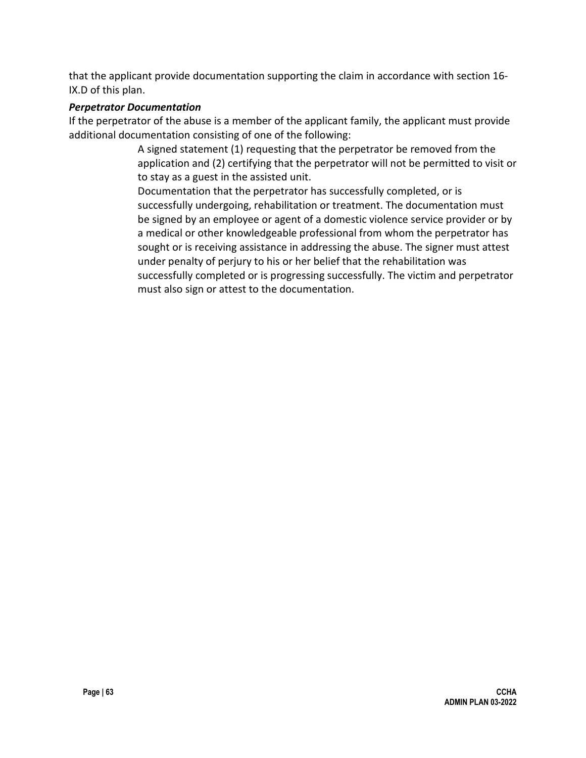that the applicant provide documentation supporting the claim in accordance with section 16-IX.D of this plan.

***Perpetrator Documentation***

If the perpetrator of the abuse is a member of the applicant family, the applicant must provide additional documentation consisting of one of the following:

> A signed statement (1) requesting that the perpetrator be removed from the application and (2) certifying that the perpetrator will not be permitted to visit or to stay as a guest in the assisted unit.
>
> Documentation that the perpetrator has successfully completed, or is successfully undergoing, rehabilitation or treatment. The documentation must be signed by an employee or agent of a domestic violence service provider or by a medical or other knowledgeable professional from whom the perpetrator has sought or is receiving assistance in addressing the abuse. The signer must attest under penalty of perjury to his or her belief that the rehabilitation was successfully completed or is progressing successfully. The victim and perpetrator must also sign or attest to the documentation.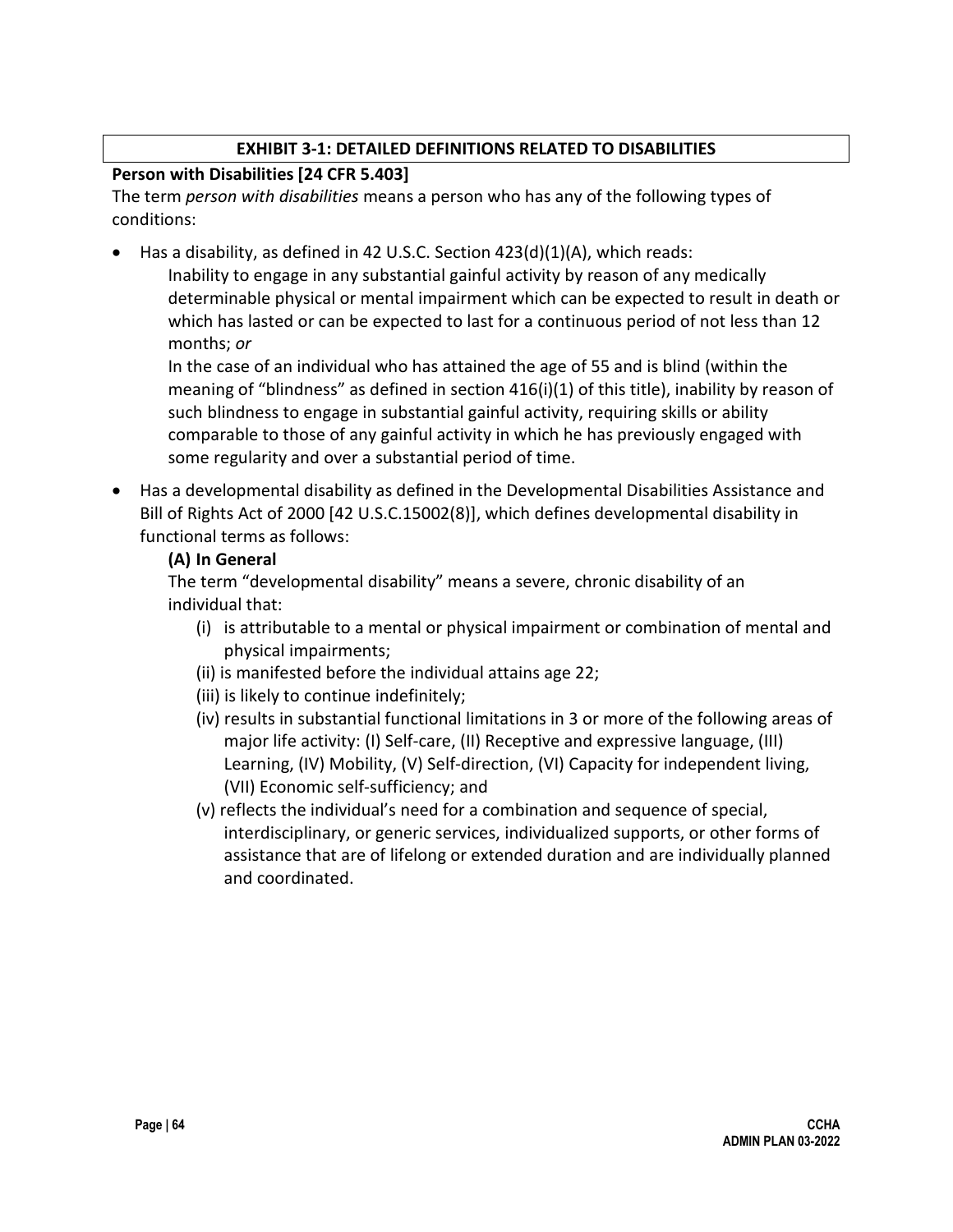## EXHIBIT 3-1: DETAILED DEFINITIONS RELATED TO DISABILITIES

**Person with Disabilities [24 CFR 5.403]**

The term *person with disabilities* means a person who has any of the following types of conditions:

- Has a disability, as defined in 42 U.S.C. Section 423(d)(1)(A), which reads:

  Inability to engage in any substantial gainful activity by reason of any medically determinable physical or mental impairment which can be expected to result in death or which has lasted or can be expected to last for a continuous period of not less than 12 months; *or*

  In the case of an individual who has attained the age of 55 and is blind (within the meaning of "blindness" as defined in section 416(i)(1) of this title), inability by reason of such blindness to engage in substantial gainful activity, requiring skills or ability comparable to those of any gainful activity in which he has previously engaged with some regularity and over a substantial period of time.

- Has a developmental disability as defined in the Developmental Disabilities Assistance and Bill of Rights Act of 2000 [42 U.S.C.15002(8)], which defines developmental disability in functional terms as follows:

  **(A) In General**

  The term "developmental disability" means a severe, chronic disability of an individual that:

  (i) is attributable to a mental or physical impairment or combination of mental and physical impairments;

  (ii) is manifested before the individual attains age 22;

  (iii) is likely to continue indefinitely;

  (iv) results in substantial functional limitations in 3 or more of the following areas of major life activity: (I) Self-care, (II) Receptive and expressive language, (III) Learning, (IV) Mobility, (V) Self-direction, (VI) Capacity for independent living, (VII) Economic self-sufficiency; and

  (v) reflects the individual's need for a combination and sequence of special, interdisciplinary, or generic services, individualized supports, or other forms of assistance that are of lifelong or extended duration and are individually planned and coordinated.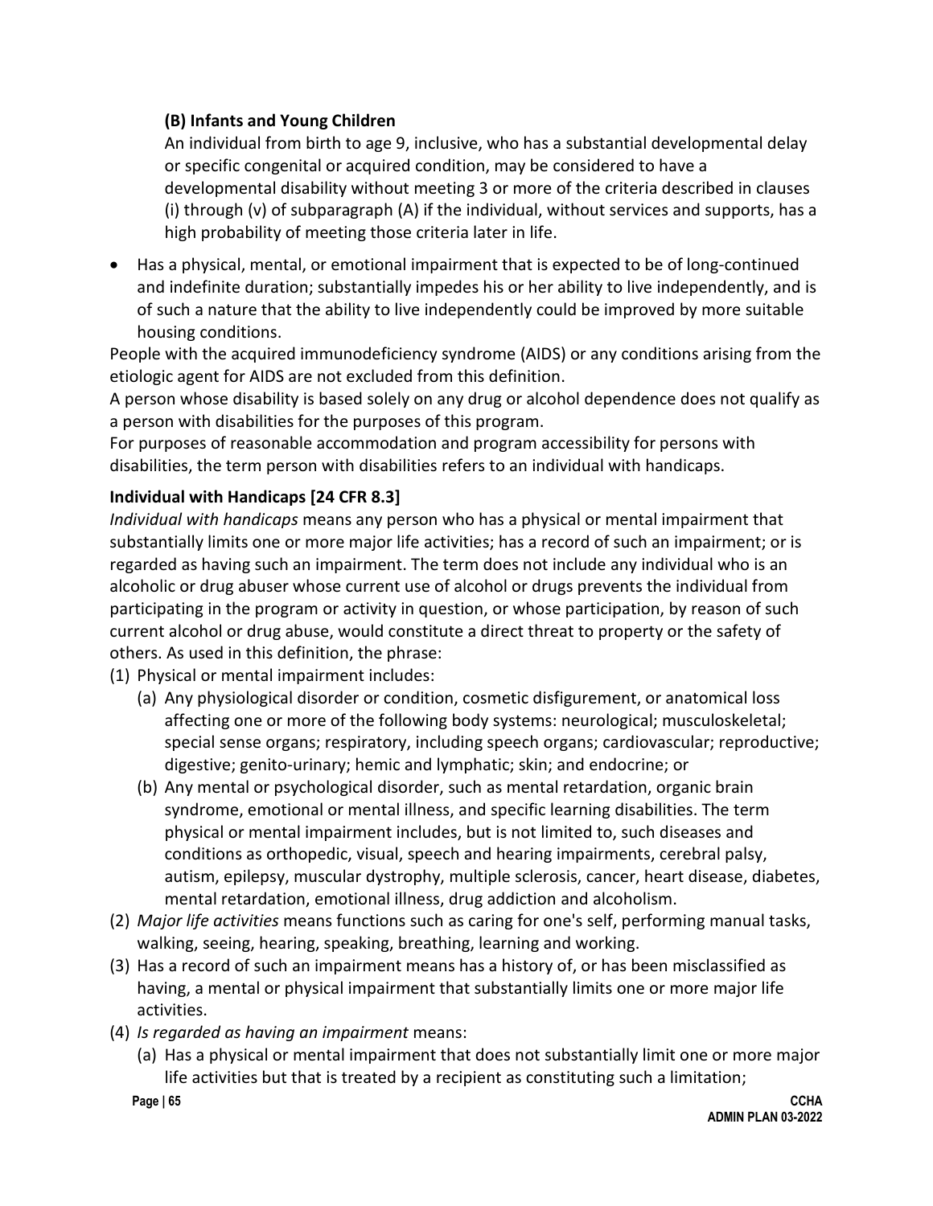**(B) Infants and Young Children**

An individual from birth to age 9, inclusive, who has a substantial developmental delay or specific congenital or acquired condition, may be considered to have a developmental disability without meeting 3 or more of the criteria described in clauses (i) through (v) of subparagraph (A) if the individual, without services and supports, has a high probability of meeting those criteria later in life.

- Has a physical, mental, or emotional impairment that is expected to be of long-continued and indefinite duration; substantially impedes his or her ability to live independently, and is of such a nature that the ability to live independently could be improved by more suitable housing conditions.

People with the acquired immunodeficiency syndrome (AIDS) or any conditions arising from the etiologic agent for AIDS are not excluded from this definition.

A person whose disability is based solely on any drug or alcohol dependence does not qualify as a person with disabilities for the purposes of this program.

For purposes of reasonable accommodation and program accessibility for persons with disabilities, the term person with disabilities refers to an individual with handicaps.

**Individual with Handicaps [24 CFR 8.3]**

*Individual with handicaps* means any person who has a physical or mental impairment that substantially limits one or more major life activities; has a record of such an impairment; or is regarded as having such an impairment. The term does not include any individual who is an alcoholic or drug abuser whose current use of alcohol or drugs prevents the individual from participating in the program or activity in question, or whose participation, by reason of such current alcohol or drug abuse, would constitute a direct threat to property or the safety of others. As used in this definition, the phrase:

(1) Physical or mental impairment includes:
   (a) Any physiological disorder or condition, cosmetic disfigurement, or anatomical loss affecting one or more of the following body systems: neurological; musculoskeletal; special sense organs; respiratory, including speech organs; cardiovascular; reproductive; digestive; genito-urinary; hemic and lymphatic; skin; and endocrine; or
   (b) Any mental or psychological disorder, such as mental retardation, organic brain syndrome, emotional or mental illness, and specific learning disabilities. The term physical or mental impairment includes, but is not limited to, such diseases and conditions as orthopedic, visual, speech and hearing impairments, cerebral palsy, autism, epilepsy, muscular dystrophy, multiple sclerosis, cancer, heart disease, diabetes, mental retardation, emotional illness, drug addiction and alcoholism.
(2) *Major life activities* means functions such as caring for one's self, performing manual tasks, walking, seeing, hearing, speaking, breathing, learning and working.
(3) Has a record of such an impairment means has a history of, or has been misclassified as having, a mental or physical impairment that substantially limits one or more major life activities.
(4) *Is regarded as having an impairment* means:
   (a) Has a physical or mental impairment that does not substantially limit one or more major life activities but that is treated by a recipient as constituting such a limitation;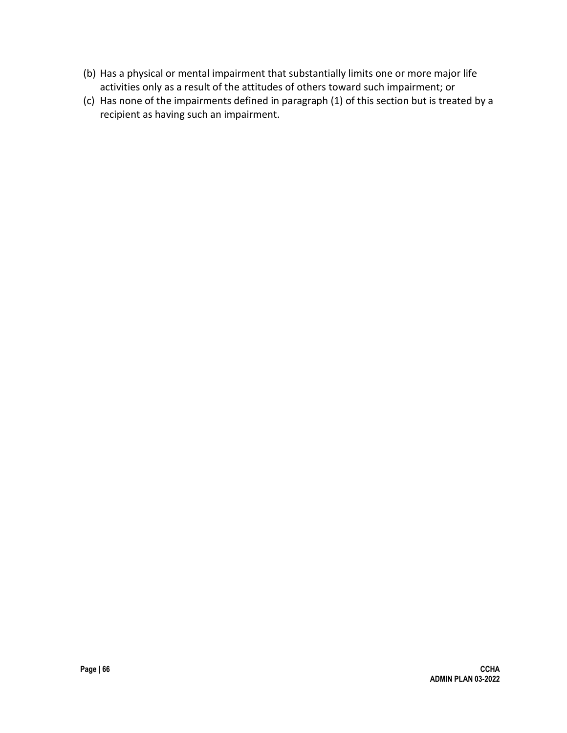(b) Has a physical or mental impairment that substantially limits one or more major life activities only as a result of the attitudes of others toward such impairment; or

(c) Has none of the impairments defined in paragraph (1) of this section but is treated by a recipient as having such an impairment.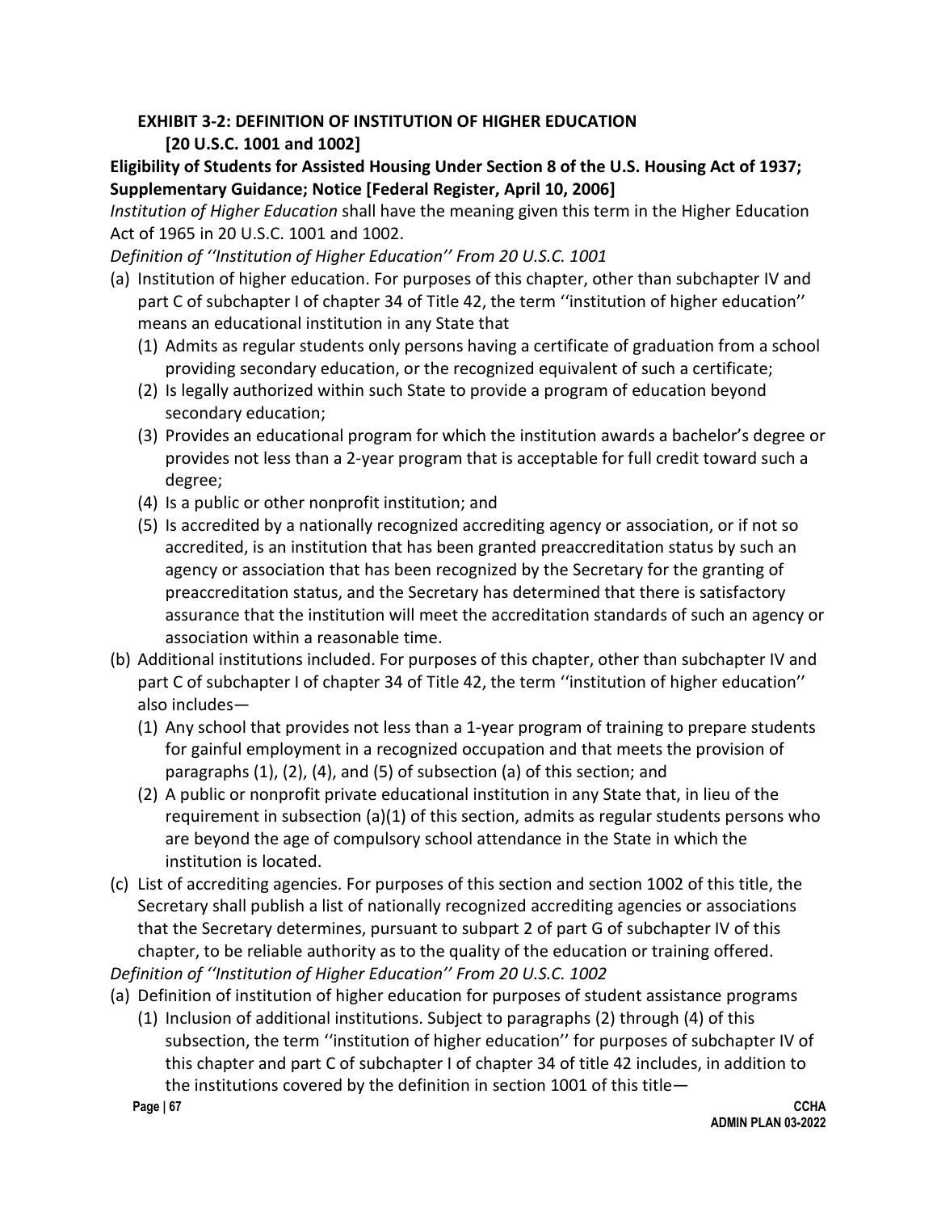**EXHIBIT 3-2: DEFINITION OF INSTITUTION OF HIGHER EDUCATION [20 U.S.C. 1001 and 1002]**

**Eligibility of Students for Assisted Housing Under Section 8 of the U.S. Housing Act of 1937; Supplementary Guidance; Notice [Federal Register, April 10, 2006]**

*Institution of Higher Education* shall have the meaning given this term in the Higher Education Act of 1965 in 20 U.S.C. 1001 and 1002.

*Definition of ''Institution of Higher Education'' From 20 U.S.C. 1001*

(a) Institution of higher education. For purposes of this chapter, other than subchapter IV and part C of subchapter I of chapter 34 of Title 42, the term ''institution of higher education'' means an educational institution in any State that
  (1) Admits as regular students only persons having a certificate of graduation from a school providing secondary education, or the recognized equivalent of such a certificate;
  (2) Is legally authorized within such State to provide a program of education beyond secondary education;
  (3) Provides an educational program for which the institution awards a bachelor's degree or provides not less than a 2-year program that is acceptable for full credit toward such a degree;
  (4) Is a public or other nonprofit institution; and
  (5) Is accredited by a nationally recognized accrediting agency or association, or if not so accredited, is an institution that has been granted preaccreditation status by such an agency or association that has been recognized by the Secretary for the granting of preaccreditation status, and the Secretary has determined that there is satisfactory assurance that the institution will meet the accreditation standards of such an agency or association within a reasonable time.

(b) Additional institutions included. For purposes of this chapter, other than subchapter IV and part C of subchapter I of chapter 34 of Title 42, the term ''institution of higher education'' also includes—
  (1) Any school that provides not less than a 1-year program of training to prepare students for gainful employment in a recognized occupation and that meets the provision of paragraphs (1), (2), (4), and (5) of subsection (a) of this section; and
  (2) A public or nonprofit private educational institution in any State that, in lieu of the requirement in subsection (a)(1) of this section, admits as regular students persons who are beyond the age of compulsory school attendance in the State in which the institution is located.

(c) List of accrediting agencies. For purposes of this section and section 1002 of this title, the Secretary shall publish a list of nationally recognized accrediting agencies or associations that the Secretary determines, pursuant to subpart 2 of part G of subchapter IV of this chapter, to be reliable authority as to the quality of the education or training offered.

*Definition of ''Institution of Higher Education'' From 20 U.S.C. 1002*

(a) Definition of institution of higher education for purposes of student assistance programs
  (1) Inclusion of additional institutions. Subject to paragraphs (2) through (4) of this subsection, the term ''institution of higher education'' for purposes of subchapter IV of this chapter and part C of subchapter I of chapter 34 of title 42 includes, in addition to the institutions covered by the definition in section 1001 of this title—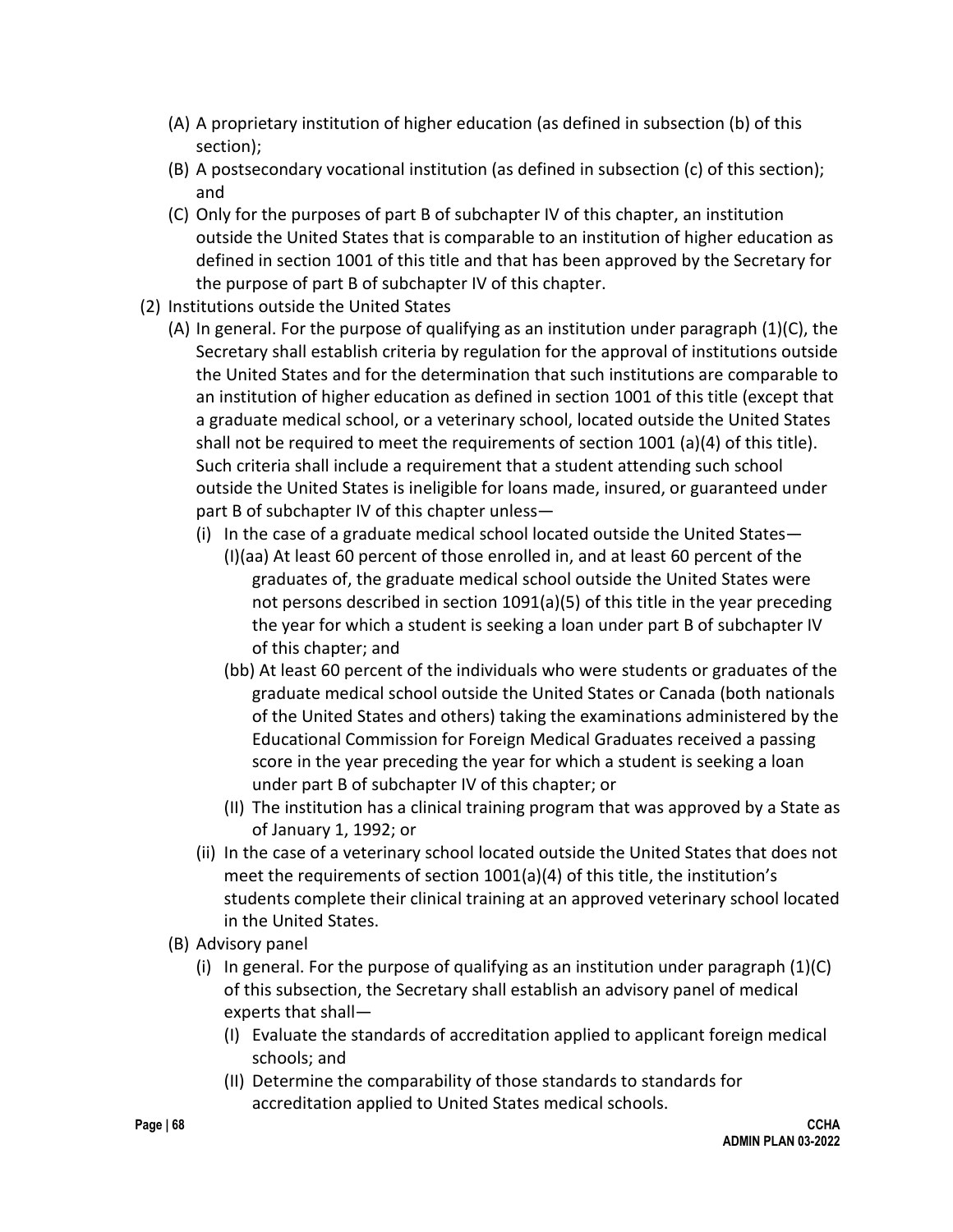- (A) A proprietary institution of higher education (as defined in subsection (b) of this section);
- (B) A postsecondary vocational institution (as defined in subsection (c) of this section); and
- (C) Only for the purposes of part B of subchapter IV of this chapter, an institution outside the United States that is comparable to an institution of higher education as defined in section 1001 of this title and that has been approved by the Secretary for the purpose of part B of subchapter IV of this chapter.

(2) Institutions outside the United States

- (A) In general. For the purpose of qualifying as an institution under paragraph (1)(C), the Secretary shall establish criteria by regulation for the approval of institutions outside the United States and for the determination that such institutions are comparable to an institution of higher education as defined in section 1001 of this title (except that a graduate medical school, or a veterinary school, located outside the United States shall not be required to meet the requirements of section 1001 (a)(4) of this title). Such criteria shall include a requirement that a student attending such school outside the United States is ineligible for loans made, insured, or guaranteed under part B of subchapter IV of this chapter unless—
  - (i) In the case of a graduate medical school located outside the United States—
    - (I)(aa) At least 60 percent of those enrolled in, and at least 60 percent of the graduates of, the graduate medical school outside the United States were not persons described in section 1091(a)(5) of this title in the year preceding the year for which a student is seeking a loan under part B of subchapter IV of this chapter; and
    - (bb) At least 60 percent of the individuals who were students or graduates of the graduate medical school outside the United States or Canada (both nationals of the United States and others) taking the examinations administered by the Educational Commission for Foreign Medical Graduates received a passing score in the year preceding the year for which a student is seeking a loan under part B of subchapter IV of this chapter; or
    - (II) The institution has a clinical training program that was approved by a State as of January 1, 1992; or
  - (ii) In the case of a veterinary school located outside the United States that does not meet the requirements of section 1001(a)(4) of this title, the institution's students complete their clinical training at an approved veterinary school located in the United States.
- (B) Advisory panel
  - (i) In general. For the purpose of qualifying as an institution under paragraph (1)(C) of this subsection, the Secretary shall establish an advisory panel of medical experts that shall—
    - (I) Evaluate the standards of accreditation applied to applicant foreign medical schools; and
    - (II) Determine the comparability of those standards to standards for accreditation applied to United States medical schools.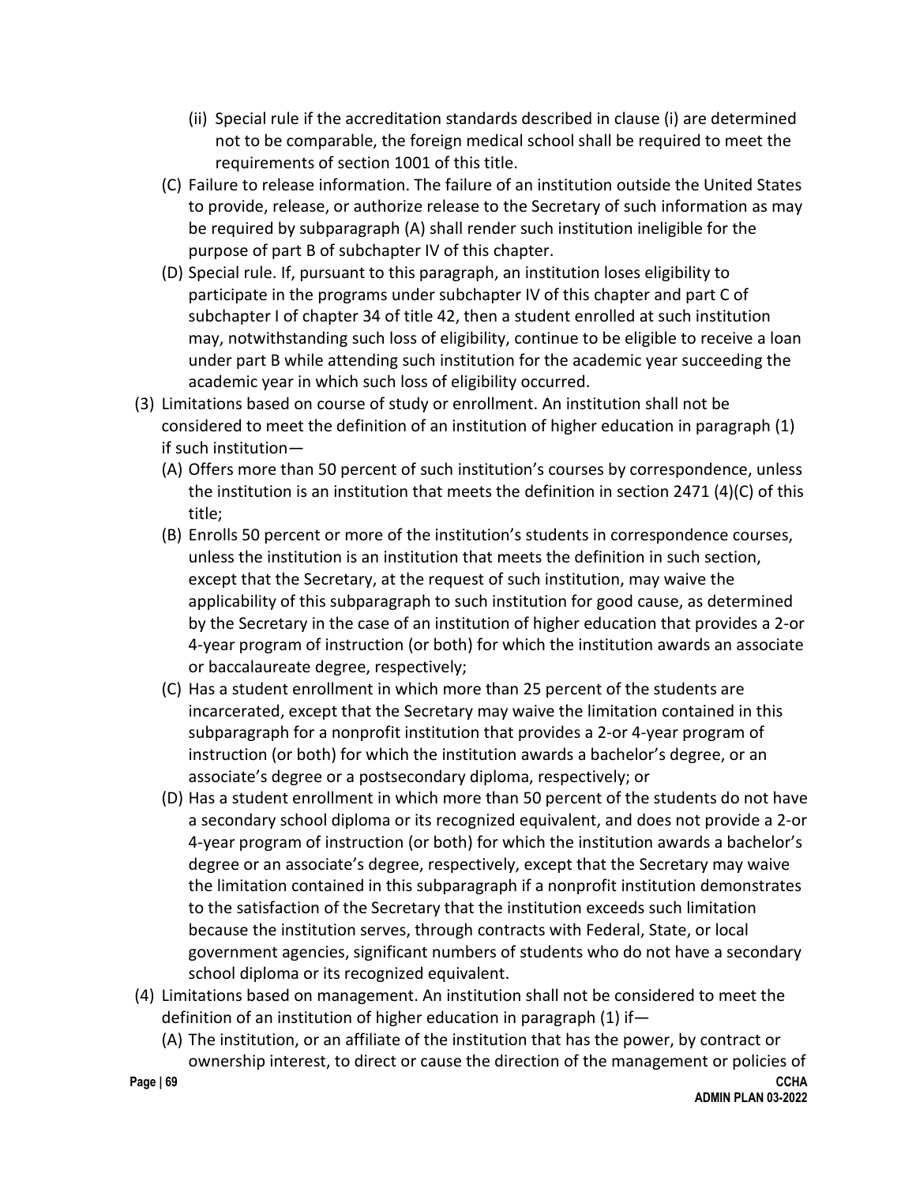- (ii) Special rule if the accreditation standards described in clause (i) are determined not to be comparable, the foreign medical school shall be required to meet the requirements of section 1001 of this title.
- (C) Failure to release information. The failure of an institution outside the United States to provide, release, or authorize release to the Secretary of such information as may be required by subparagraph (A) shall render such institution ineligible for the purpose of part B of subchapter IV of this chapter.
- (D) Special rule. If, pursuant to this paragraph, an institution loses eligibility to participate in the programs under subchapter IV of this chapter and part C of subchapter I of chapter 34 of title 42, then a student enrolled at such institution may, notwithstanding such loss of eligibility, continue to be eligible to receive a loan under part B while attending such institution for the academic year succeeding the academic year in which such loss of eligibility occurred.

(3) Limitations based on course of study or enrollment. An institution shall not be considered to meet the definition of an institution of higher education in paragraph (1) if such institution—

- (A) Offers more than 50 percent of such institution's courses by correspondence, unless the institution is an institution that meets the definition in section 2471 (4)(C) of this title;
- (B) Enrolls 50 percent or more of the institution's students in correspondence courses, unless the institution is an institution that meets the definition in such section, except that the Secretary, at the request of such institution, may waive the applicability of this subparagraph to such institution for good cause, as determined by the Secretary in the case of an institution of higher education that provides a 2-or 4-year program of instruction (or both) for which the institution awards an associate or baccalaureate degree, respectively;
- (C) Has a student enrollment in which more than 25 percent of the students are incarcerated, except that the Secretary may waive the limitation contained in this subparagraph for a nonprofit institution that provides a 2-or 4-year program of instruction (or both) for which the institution awards a bachelor's degree, or an associate's degree or a postsecondary diploma, respectively; or
- (D) Has a student enrollment in which more than 50 percent of the students do not have a secondary school diploma or its recognized equivalent, and does not provide a 2-or 4-year program of instruction (or both) for which the institution awards a bachelor's degree or an associate's degree, respectively, except that the Secretary may waive the limitation contained in this subparagraph if a nonprofit institution demonstrates to the satisfaction of the Secretary that the institution exceeds such limitation because the institution serves, through contracts with Federal, State, or local government agencies, significant numbers of students who do not have a secondary school diploma or its recognized equivalent.

(4) Limitations based on management. An institution shall not be considered to meet the definition of an institution of higher education in paragraph (1) if—

- (A) The institution, or an affiliate of the institution that has the power, by contract or ownership interest, to direct or cause the direction of the management or policies of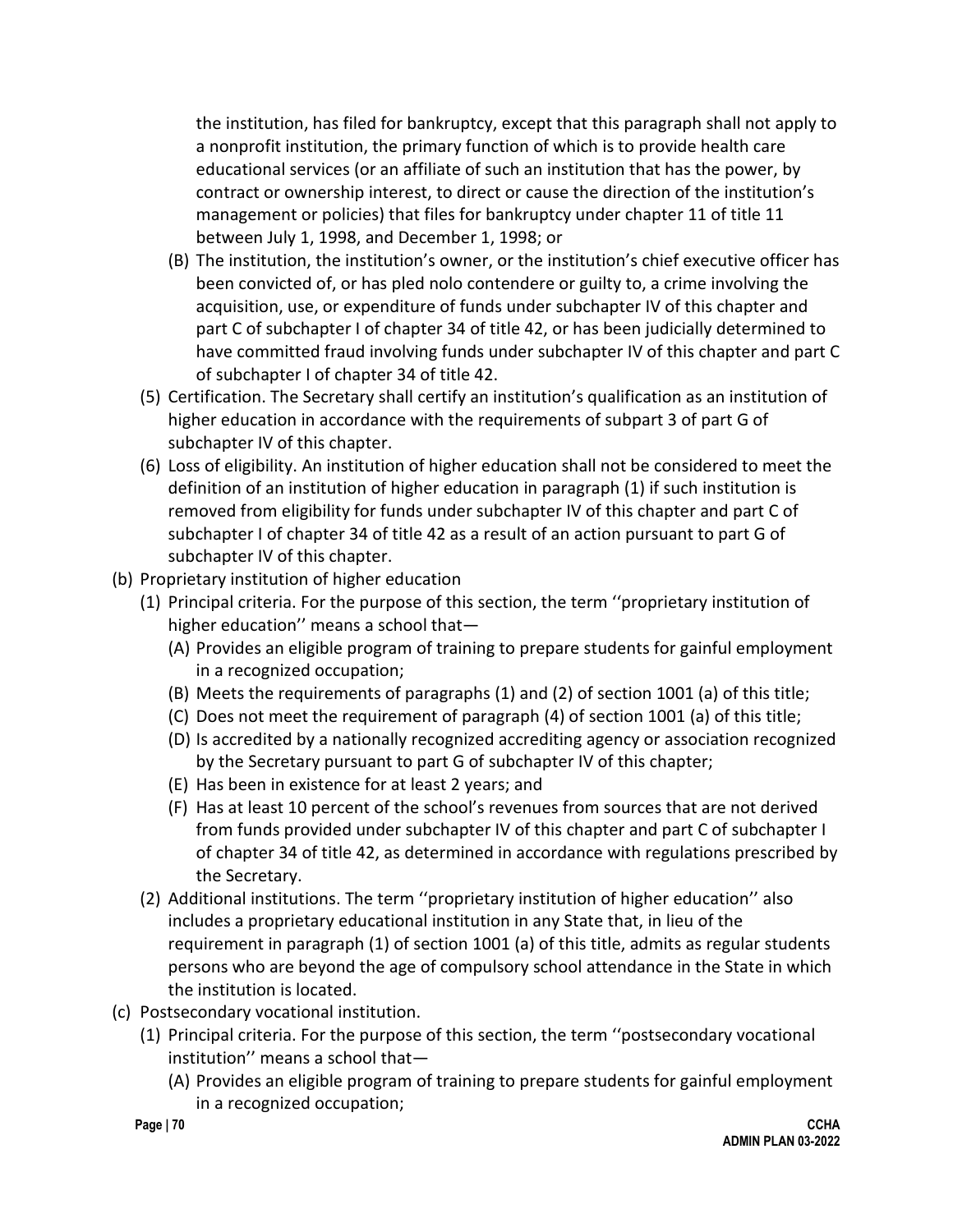the institution, has filed for bankruptcy, except that this paragraph shall not apply to a nonprofit institution, the primary function of which is to provide health care educational services (or an affiliate of such an institution that has the power, by contract or ownership interest, to direct or cause the direction of the institution's management or policies) that files for bankruptcy under chapter 11 of title 11 between July 1, 1998, and December 1, 1998; or

(B) The institution, the institution's owner, or the institution's chief executive officer has been convicted of, or has pled nolo contendere or guilty to, a crime involving the acquisition, use, or expenditure of funds under subchapter IV of this chapter and part C of subchapter I of chapter 34 of title 42, or has been judicially determined to have committed fraud involving funds under subchapter IV of this chapter and part C of subchapter I of chapter 34 of title 42.

(5) Certification. The Secretary shall certify an institution's qualification as an institution of higher education in accordance with the requirements of subpart 3 of part G of subchapter IV of this chapter.

(6) Loss of eligibility. An institution of higher education shall not be considered to meet the definition of an institution of higher education in paragraph (1) if such institution is removed from eligibility for funds under subchapter IV of this chapter and part C of subchapter I of chapter 34 of title 42 as a result of an action pursuant to part G of subchapter IV of this chapter.

(b) Proprietary institution of higher education

(1) Principal criteria. For the purpose of this section, the term ''proprietary institution of higher education'' means a school that—

(A) Provides an eligible program of training to prepare students for gainful employment in a recognized occupation;

(B) Meets the requirements of paragraphs (1) and (2) of section 1001 (a) of this title;

(C) Does not meet the requirement of paragraph (4) of section 1001 (a) of this title;

(D) Is accredited by a nationally recognized accrediting agency or association recognized by the Secretary pursuant to part G of subchapter IV of this chapter;

(E) Has been in existence for at least 2 years; and

(F) Has at least 10 percent of the school's revenues from sources that are not derived from funds provided under subchapter IV of this chapter and part C of subchapter I of chapter 34 of title 42, as determined in accordance with regulations prescribed by the Secretary.

(2) Additional institutions. The term ''proprietary institution of higher education'' also includes a proprietary educational institution in any State that, in lieu of the requirement in paragraph (1) of section 1001 (a) of this title, admits as regular students persons who are beyond the age of compulsory school attendance in the State in which the institution is located.

(c) Postsecondary vocational institution.

(1) Principal criteria. For the purpose of this section, the term ''postsecondary vocational institution'' means a school that—

(A) Provides an eligible program of training to prepare students for gainful employment in a recognized occupation;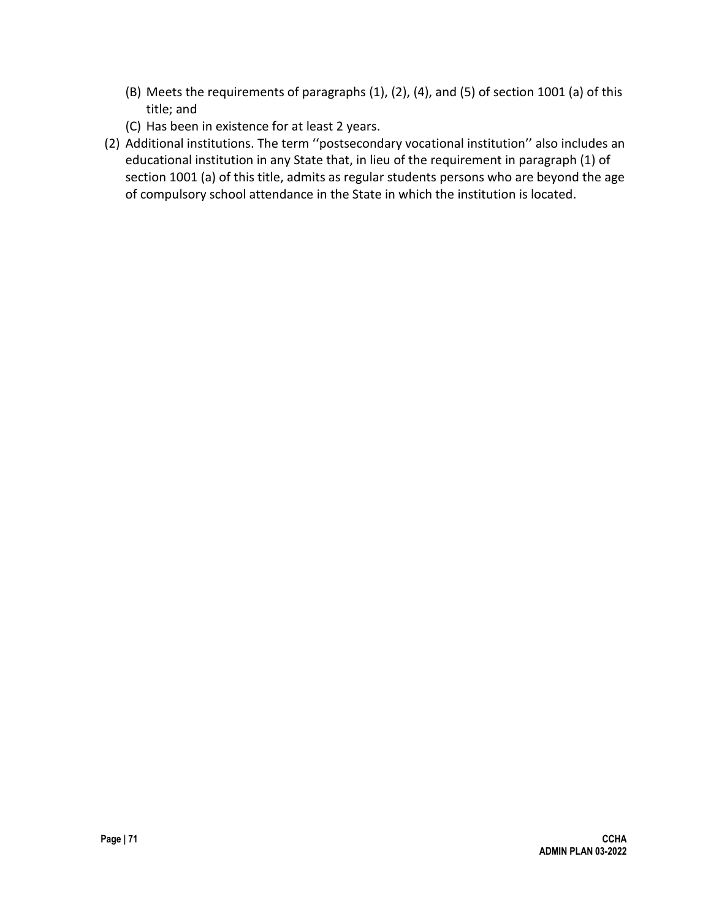(B) Meets the requirements of paragraphs (1), (2), (4), and (5) of section 1001 (a) of this title; and

(C) Has been in existence for at least 2 years.

(2) Additional institutions. The term ''postsecondary vocational institution'' also includes an educational institution in any State that, in lieu of the requirement in paragraph (1) of section 1001 (a) of this title, admits as regular students persons who are beyond the age of compulsory school attendance in the State in which the institution is located.